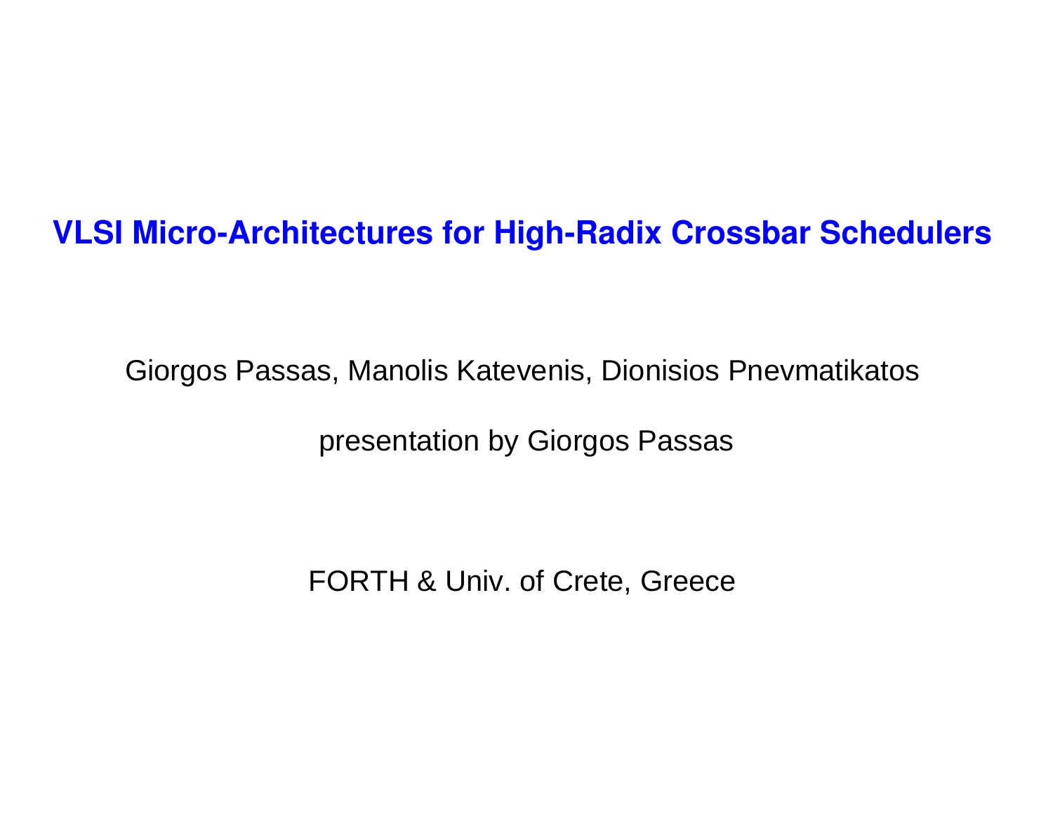# VLSI Micro-Architectures for High-Radix Crossbar Schedulers

Giorgos Passas, Manolis Katevenis, Dionisios Pnevmatikatos

presentation by Giorgos Passas

FORTH & Univ. of Crete, Greece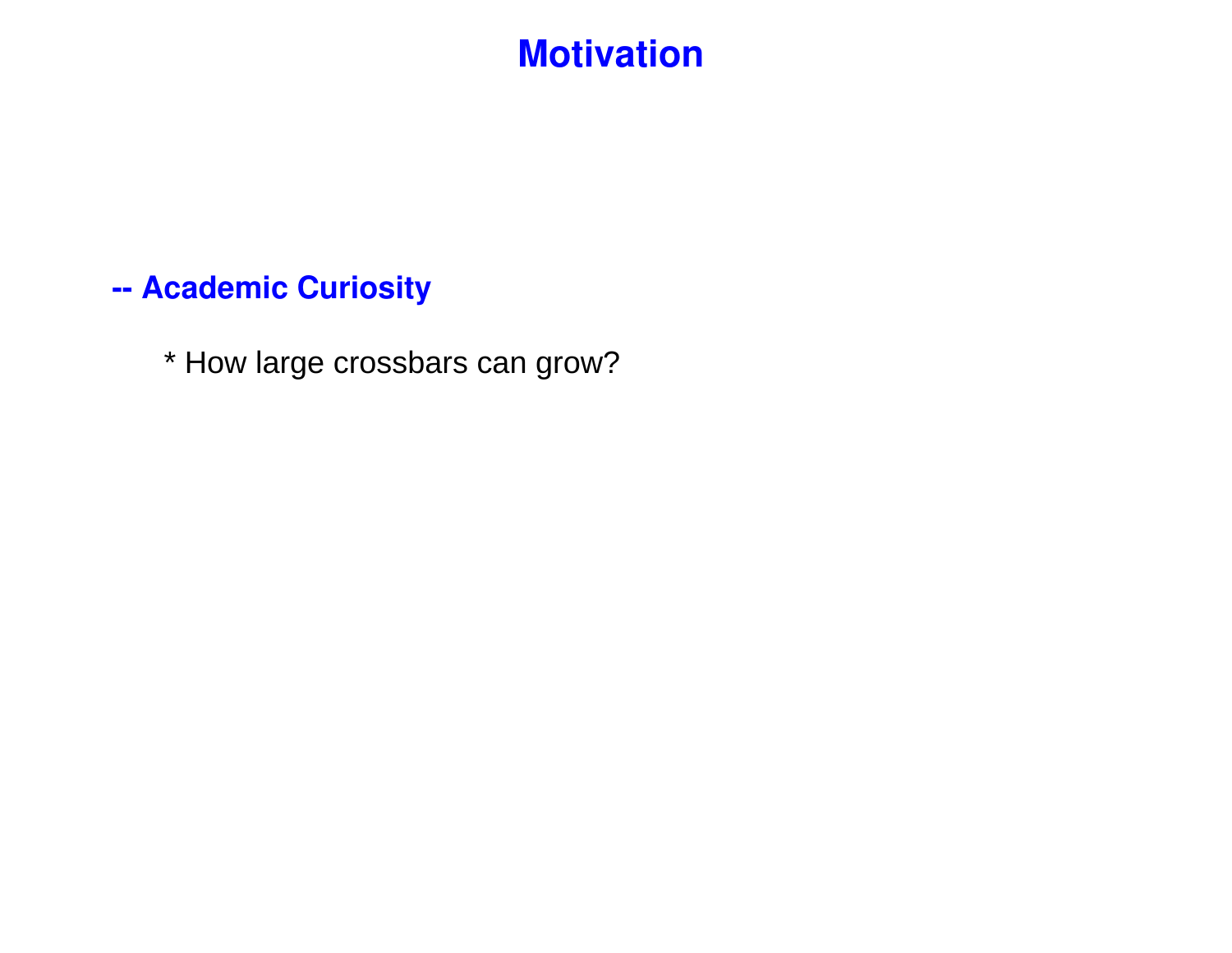# Motivation

**-- Academic Curiosity**

* How large crossbars can grow?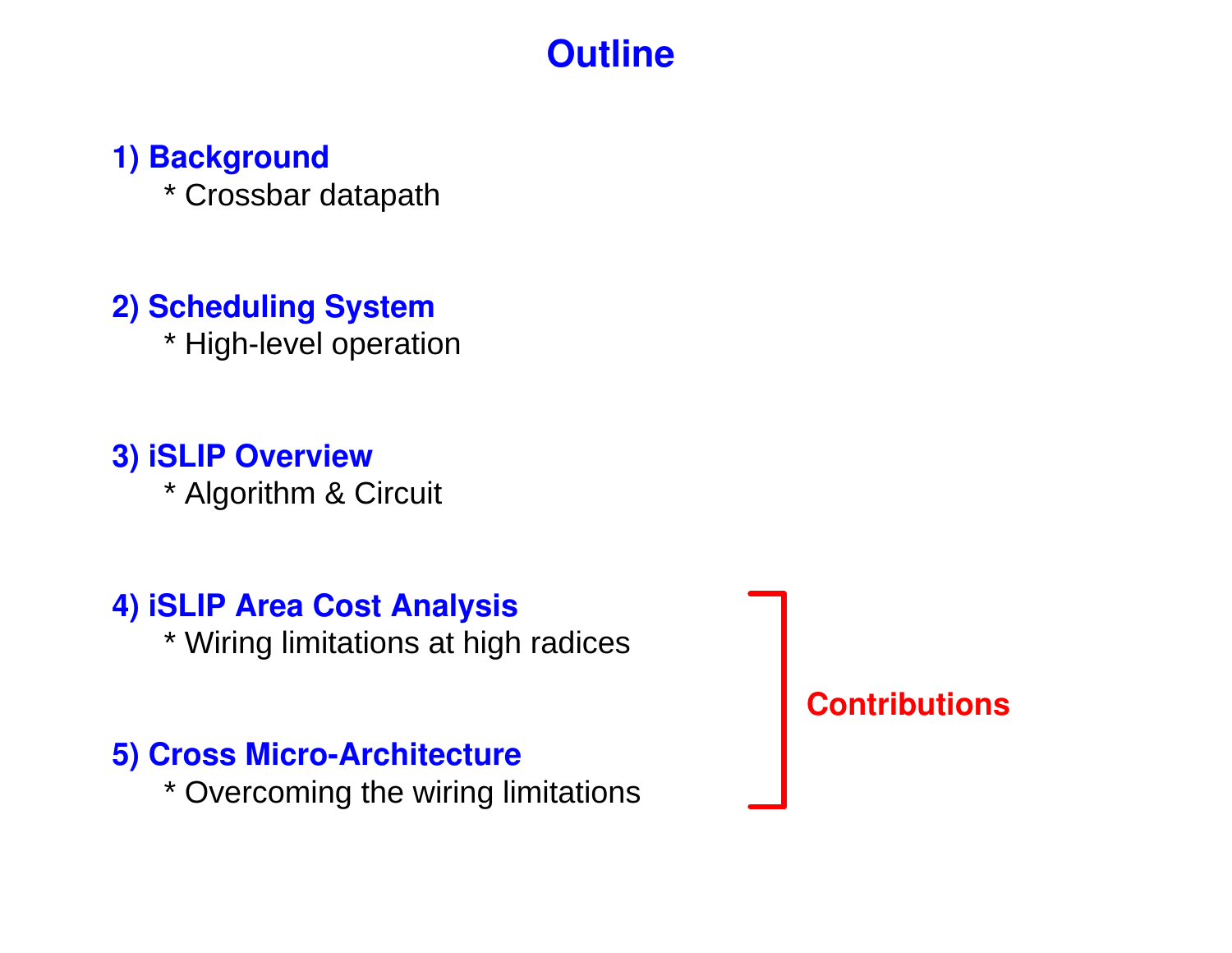# Outline

**1) Background**

* Crossbar datapath

**2) Scheduling System**

* High-level operation

**3) iSLIP Overview**

* Algorithm & Circuit

**4) iSLIP Area Cost Analysis**

* Wiring limitations at high radices

**5) Cross Micro-Architecture**

* Overcoming the wiring limitations

**Contributions** (items 4–5)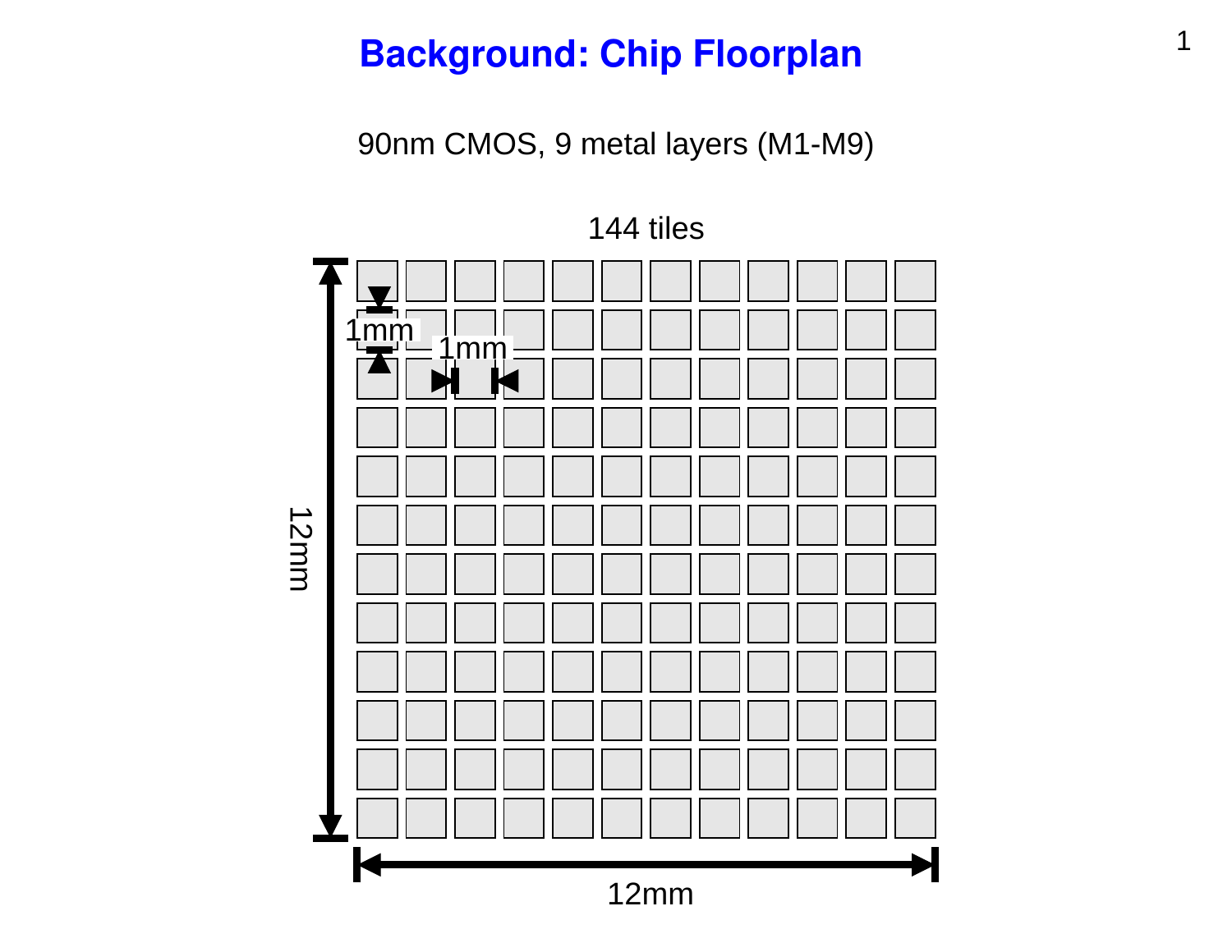# Background: Chip Floorplan

90nm CMOS, 9 metal layers (M1-M9)

144 tiles

1mm

1mm

12mm

12mm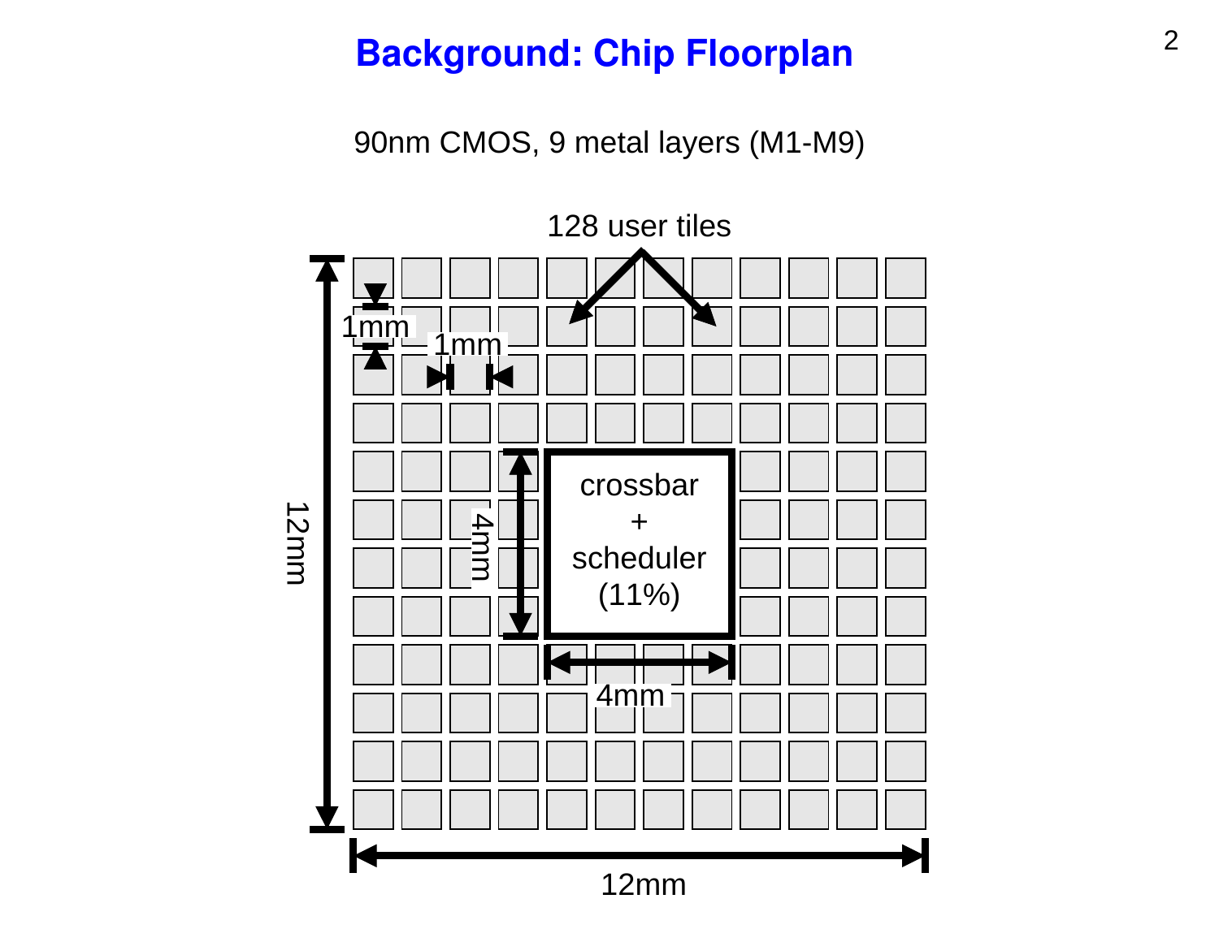# Background: Chip Floorplan

90nm CMOS, 9 metal layers (M1-M9)

128 user tiles

1mm

1mm

crossbar + scheduler (11%)

4mm

4mm

12mm

12mm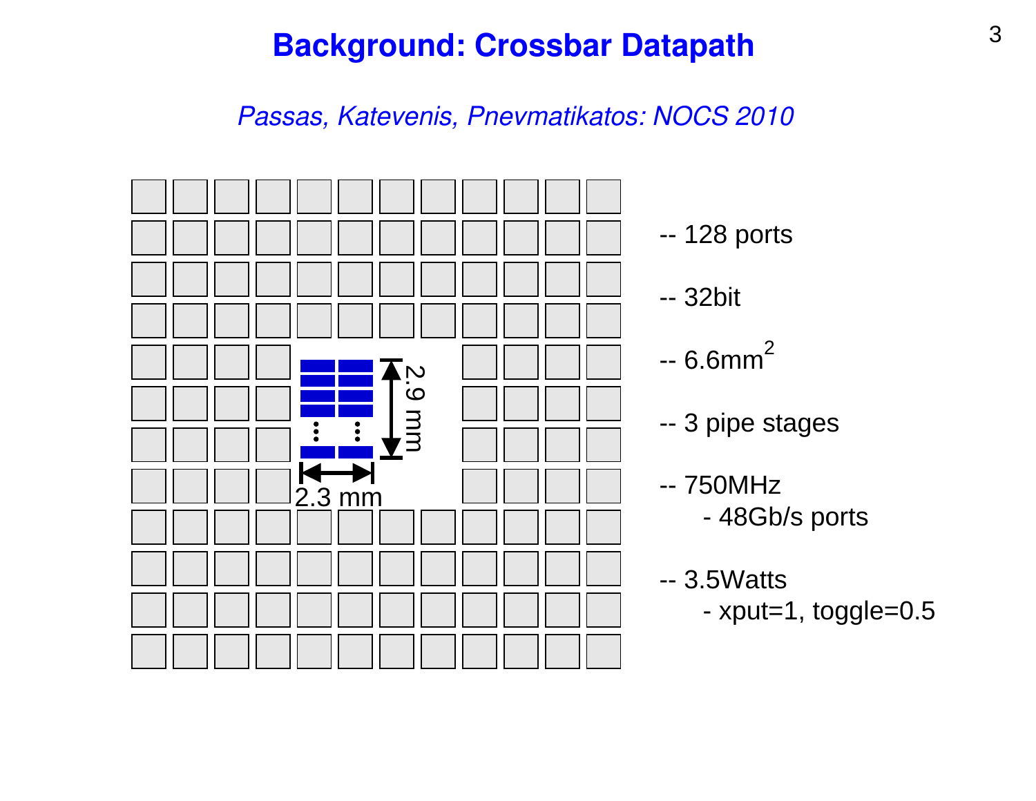# Background: Crossbar Datapath

*Passas, Katevenis, Pnevmatikatos: NOCS 2010*

2.9 mm

2.3 mm

-- 128 ports

-- 32bit

-- 6.6mm$^2$

-- 3 pipe stages

-- 750MHz
- 48Gb/s ports

-- 3.5Watts
- xput=1, toggle=0.5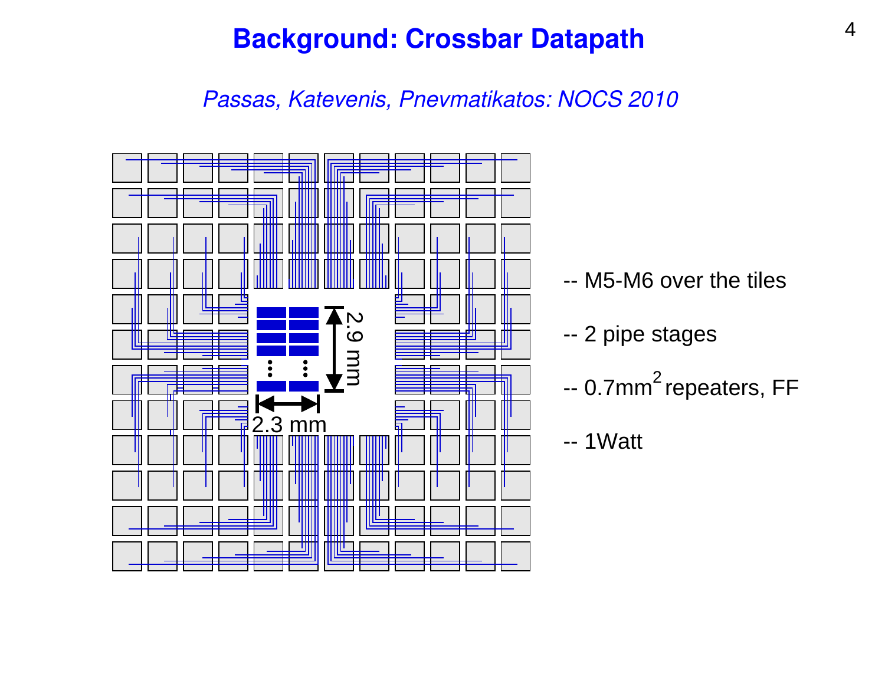# Background: Crossbar Datapath

*Passas, Katevenis, Pnevmatikatos: NOCS 2010*

2.9 mm

2.3 mm

-- M5-M6 over the tiles

-- 2 pipe stages

-- $0.7mm^2$ repeaters, FF

-- 1Watt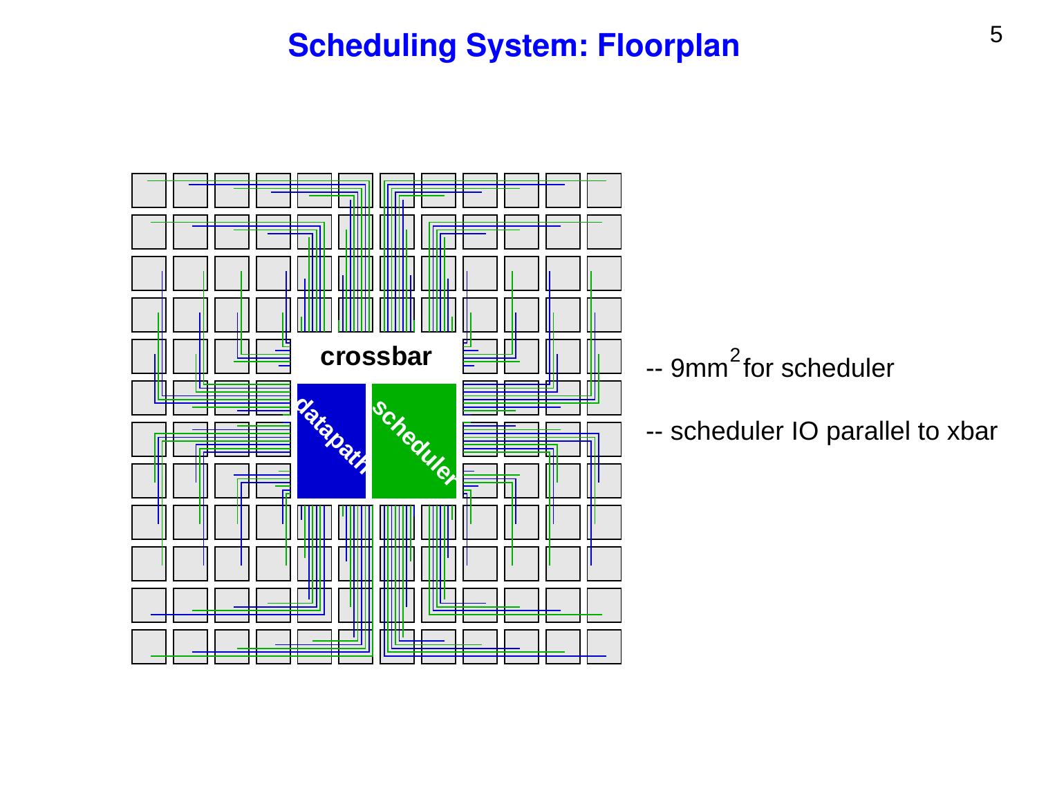# Scheduling System: Floorplan

- 9mm$^2$ for scheduler
- scheduler IO parallel to xbar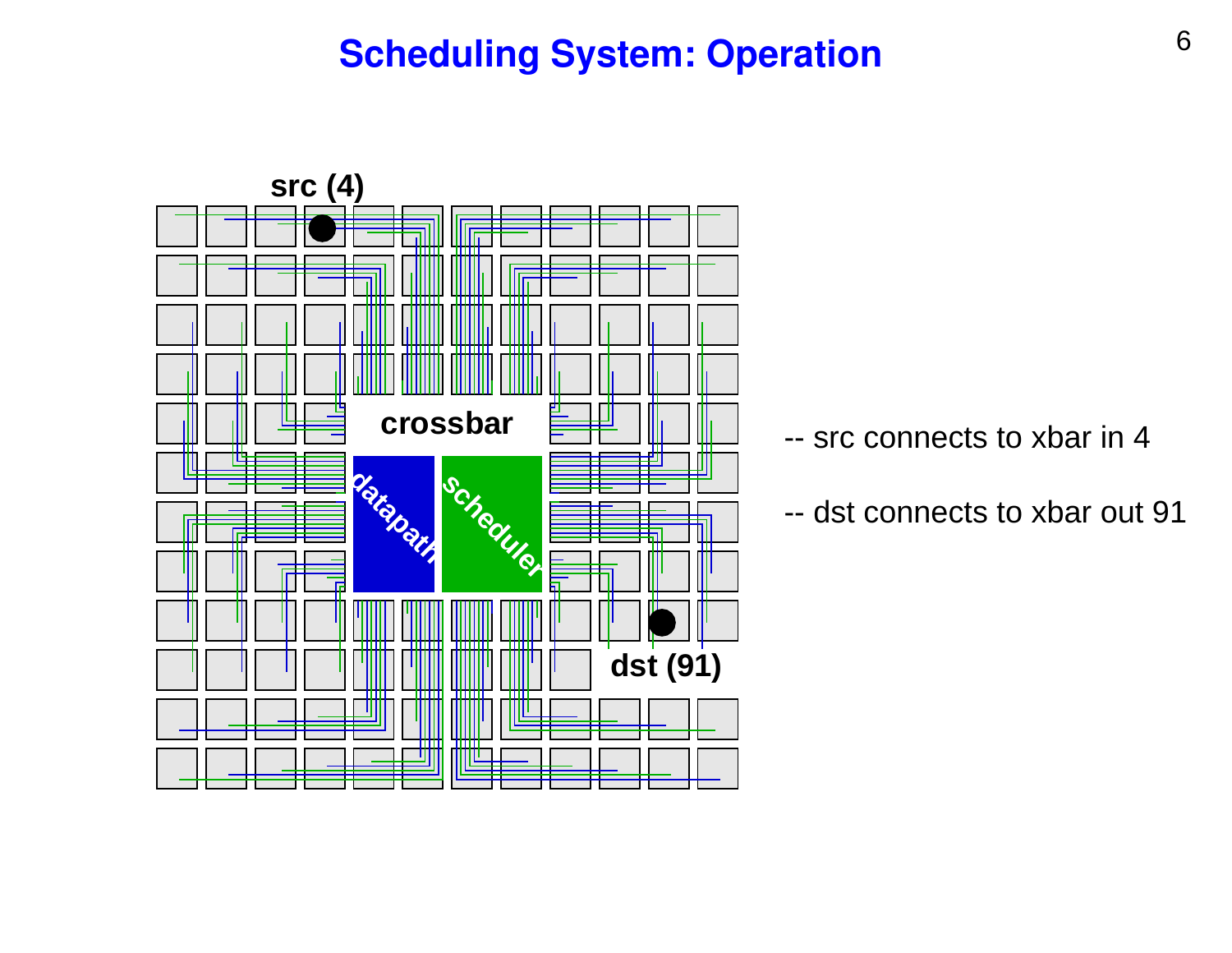# Scheduling System: Operation

-- src connects to xbar in 4

-- dst connects to xbar out 91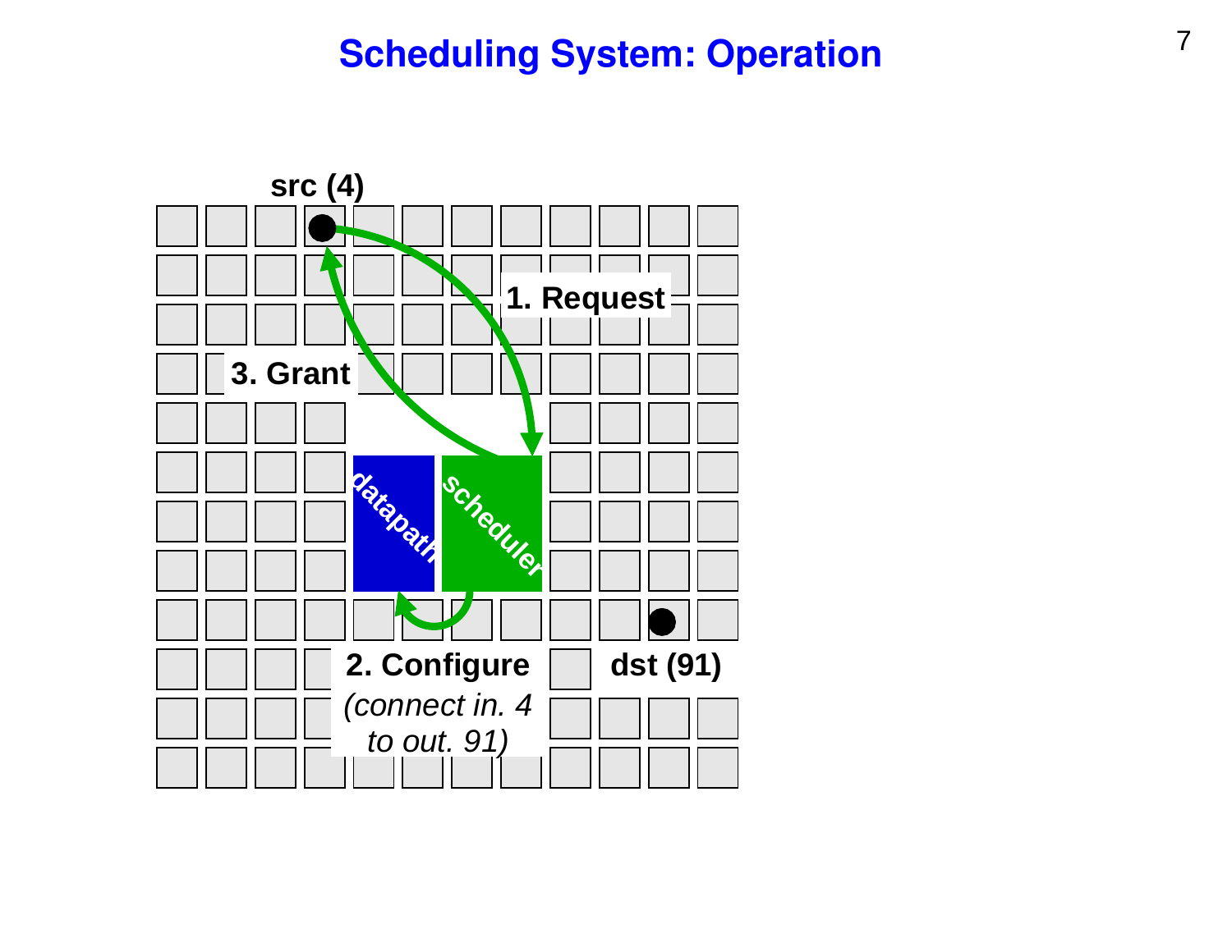# Scheduling System: Operation

src (4)

1. Request

3. Grant

datapath

scheduler

2. Configure
*(connect in. 4 to out. 91)*

dst (91)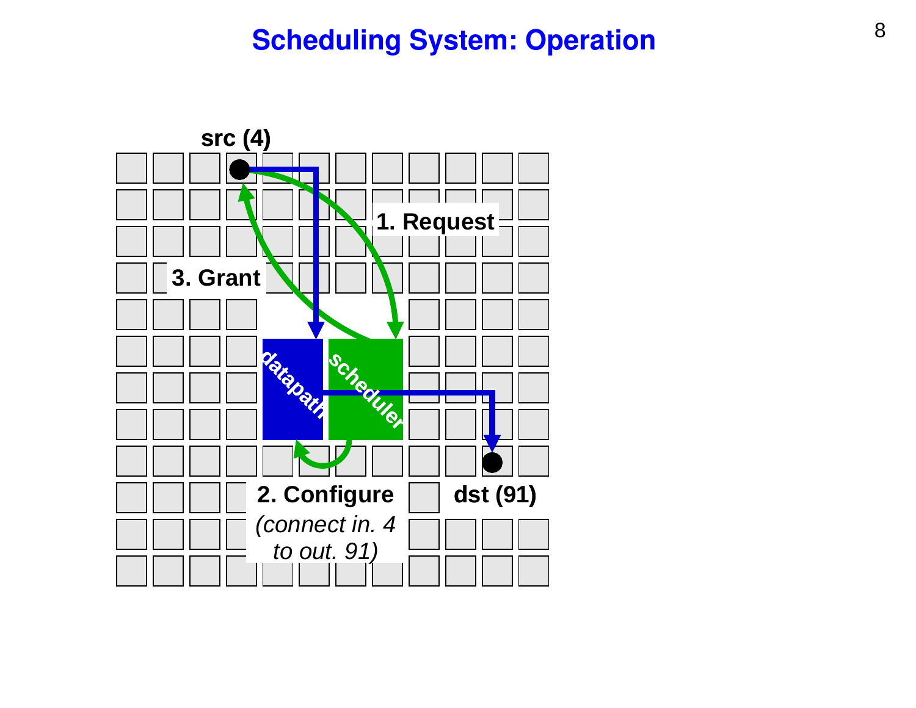# Scheduling System: Operation

src (4)

1. Request

3. Grant

datapath

scheduler

2. Configure
*(connect in. 4 to out. 91)*

dst (91)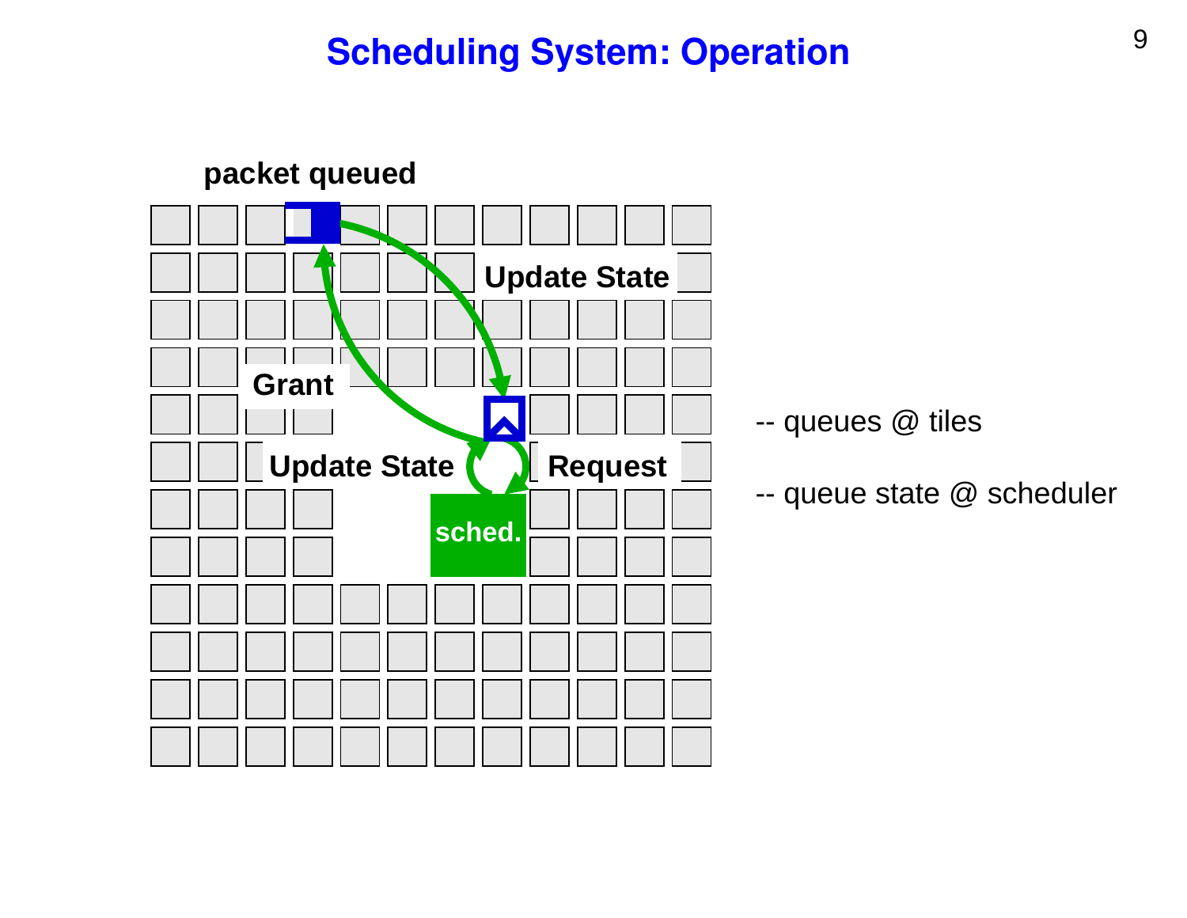# Scheduling System: Operation

packet queued

Update State

Grant

Update State

Request

sched.

-- queues @ tiles

-- queue state @ scheduler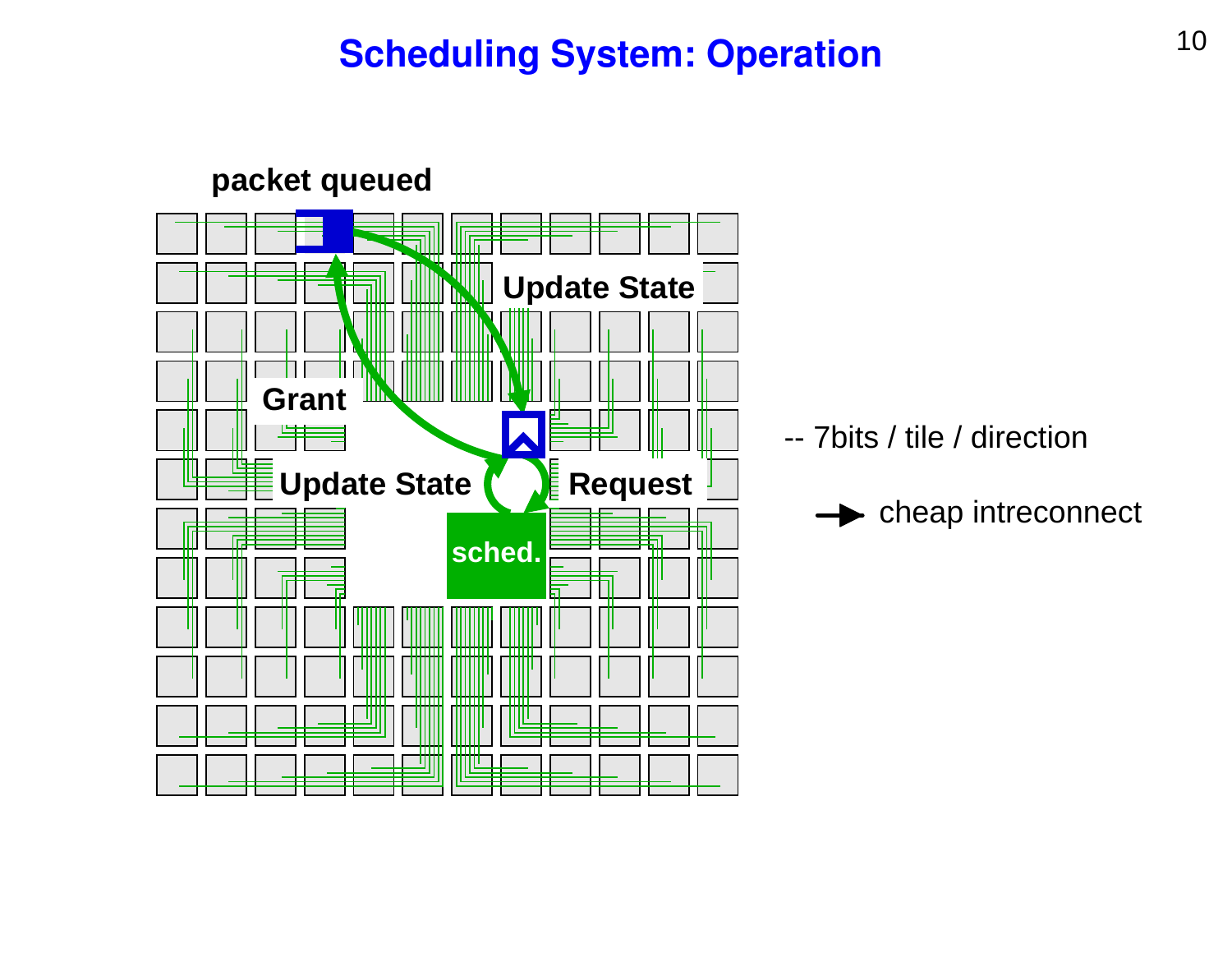# Scheduling System: Operation

packet queued

Update State

Grant

Update State

Request

sched.

-- 7bits / tile / direction

→ cheap intreconnect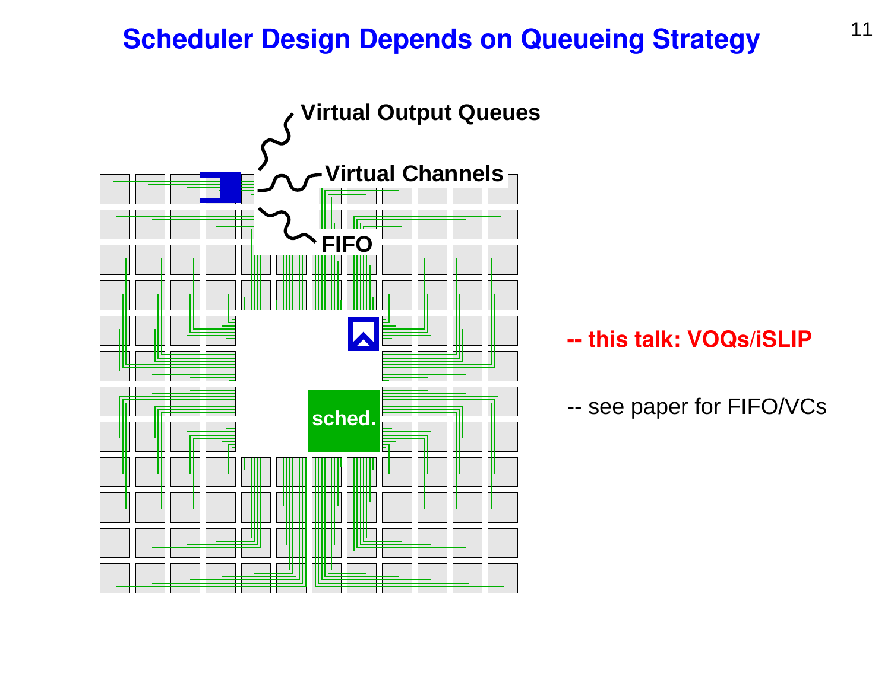# Scheduler Design Depends on Queueing Strategy

Virtual Output Queues

Virtual Channels

FIFO

sched.

**-- this talk: VOQs/iSLIP**

-- see paper for FIFO/VCs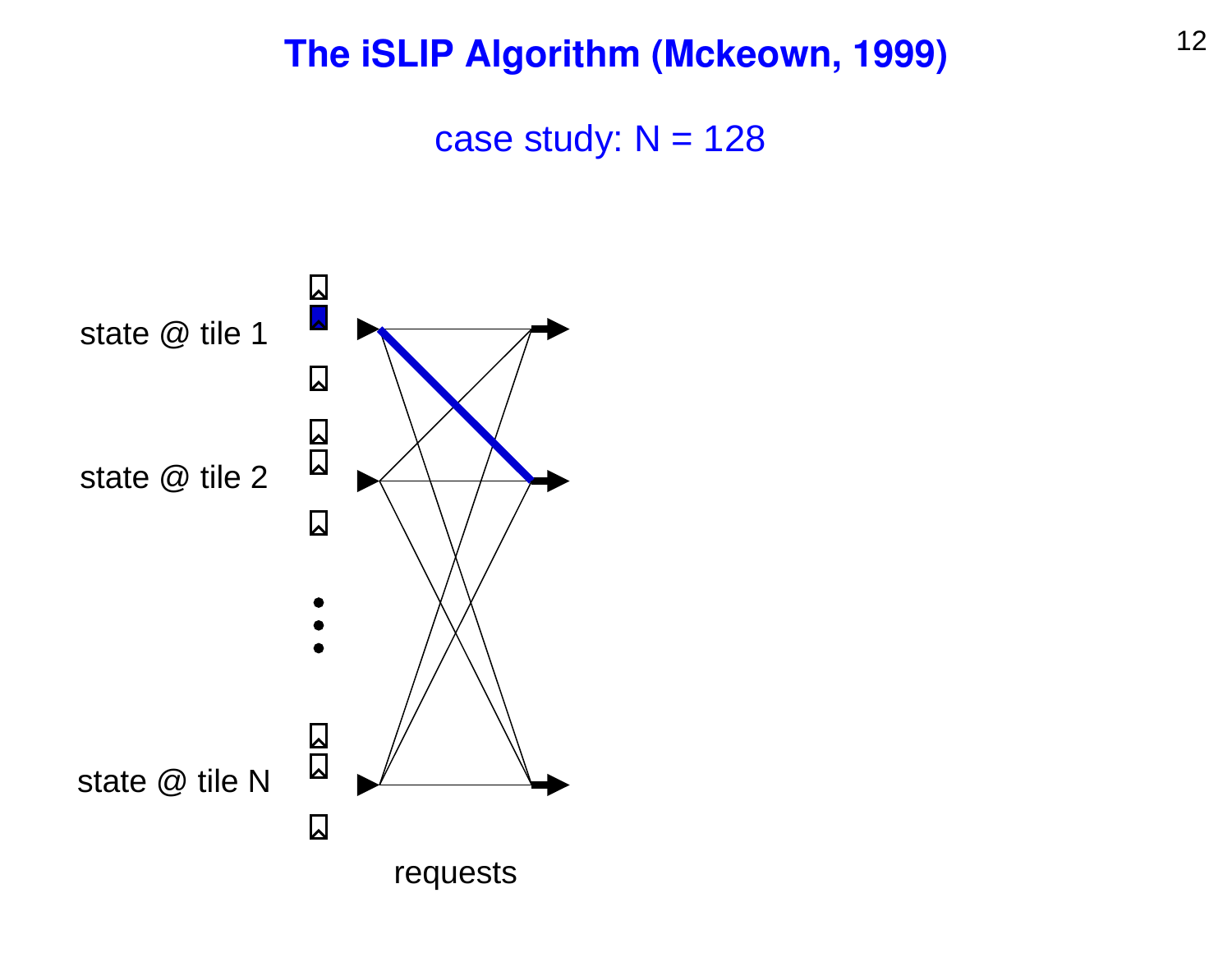# The iSLIP Algorithm (Mckeown, 1999)

case study: N = 128

state @ tile 1

state @ tile 2

state @ tile N

requests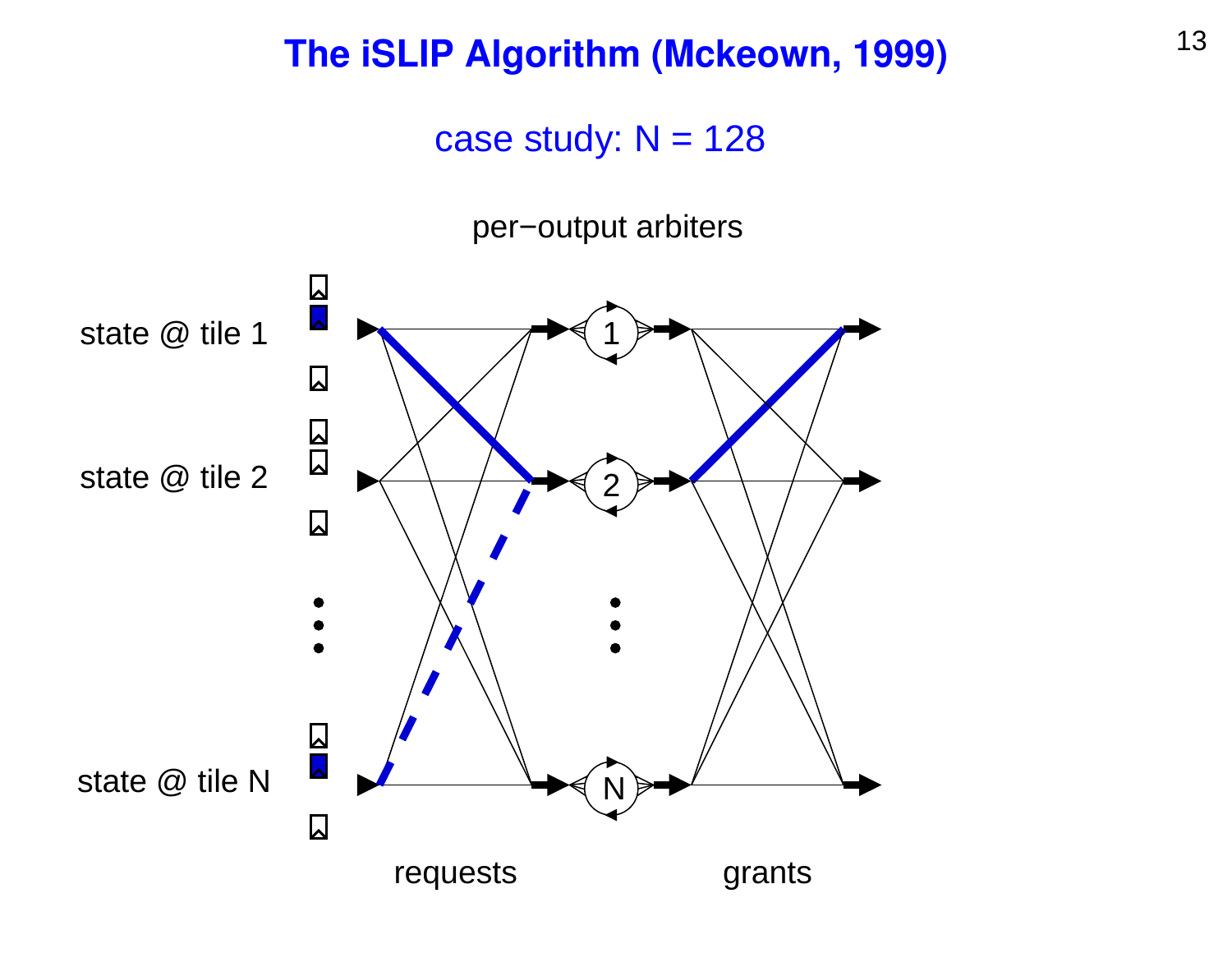# The iSLIP Algorithm (Mckeown, 1999)

case study: N = 128

per−output arbiters

state @ tile 1

state @ tile 2

state @ tile N

requests

grants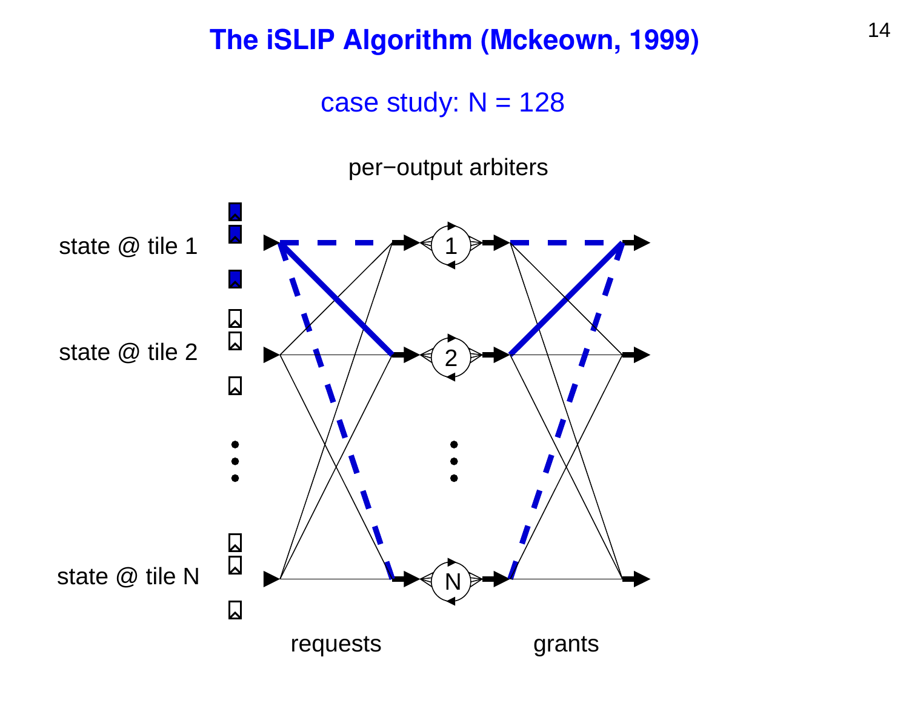# The iSLIP Algorithm (Mckeown, 1999)

case study: N = 128

per−output arbiters

state @ tile 1

state @ tile 2

state @ tile N

requests

grants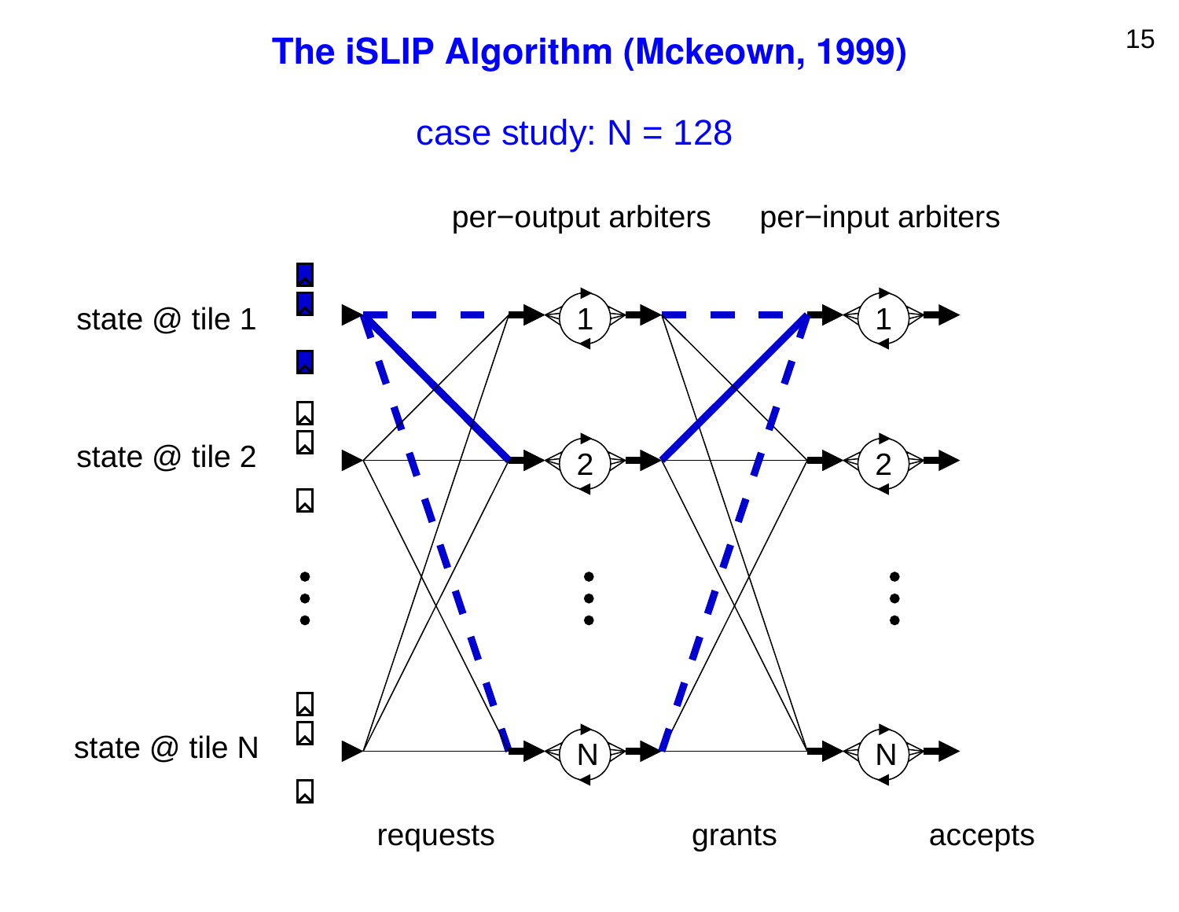# The iSLIP Algorithm (Mckeown, 1999)

case study: N = 128

per−output arbiters

per−input arbiters

state @ tile 1

state @ tile 2

state @ tile N

requests

grants

accepts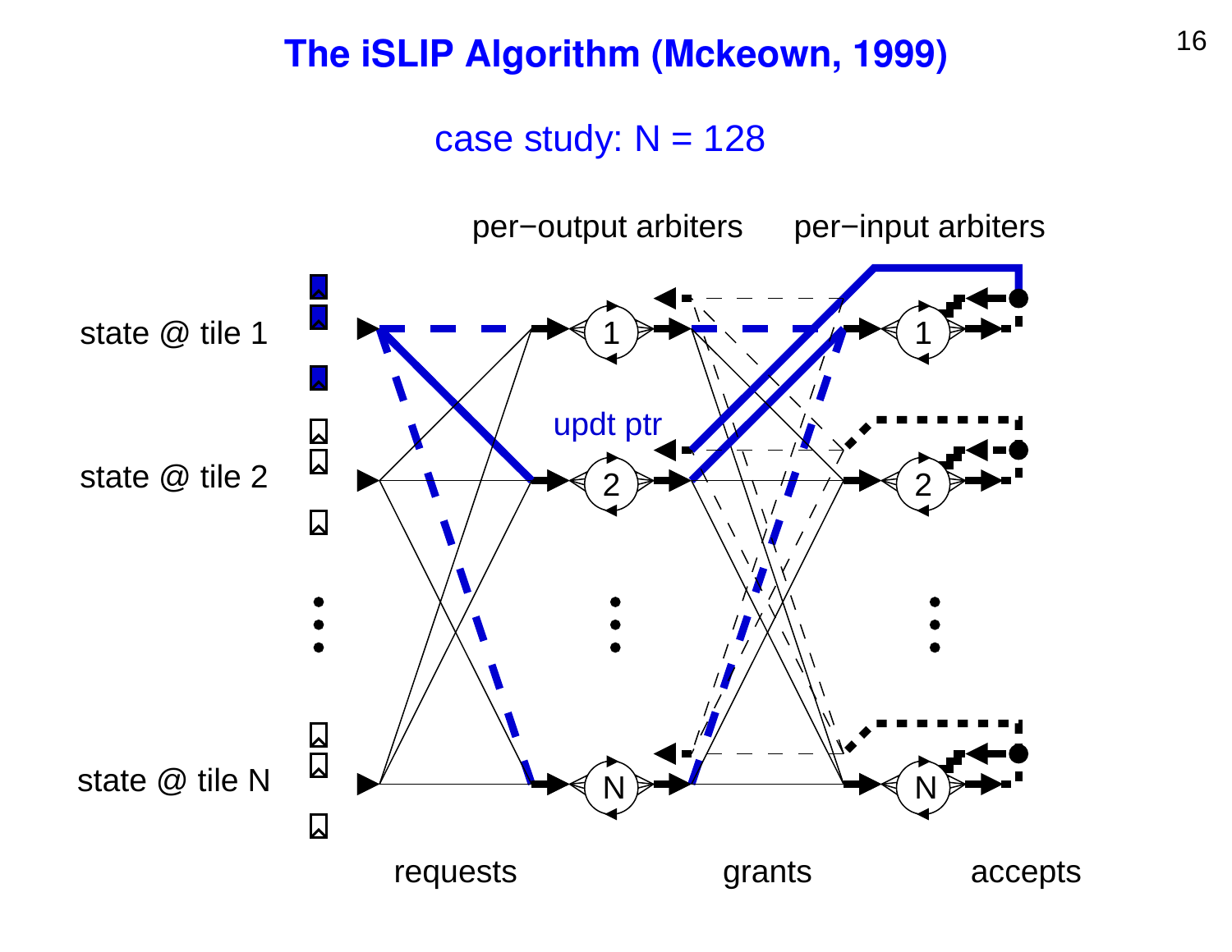# The iSLIP Algorithm (Mckeown, 1999)

case study: N = 128

per−output arbiters per−input arbiters

state @ tile 1

state @ tile 2

state @ tile N

updt ptr

requests grants accepts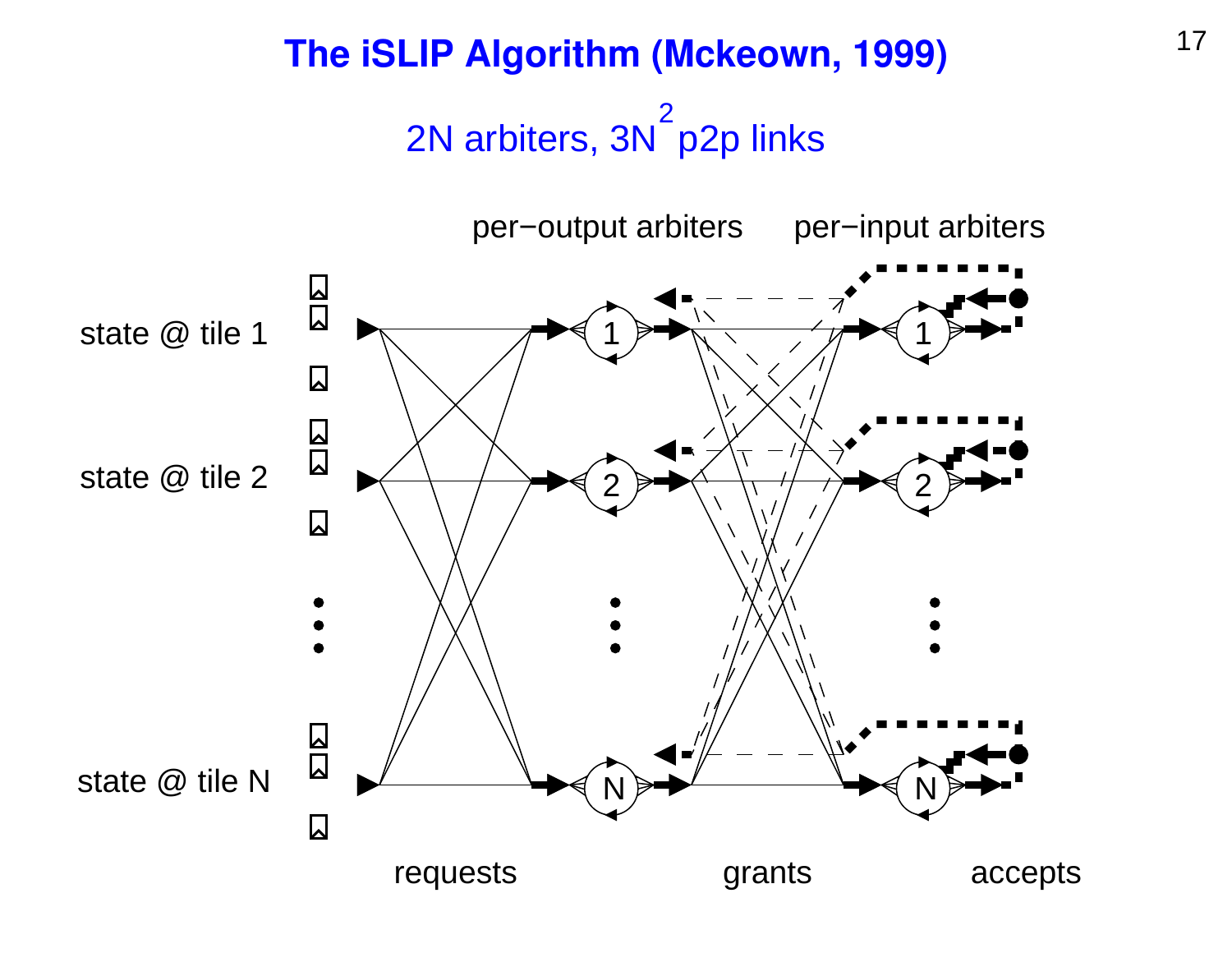# The iSLIP Algorithm (Mckeown, 1999)

## 2N arbiters, $3N^2$ p2p links

per−output arbiters

per−input arbiters

state @ tile 1

state @ tile 2

state @ tile N

requests

grants

accepts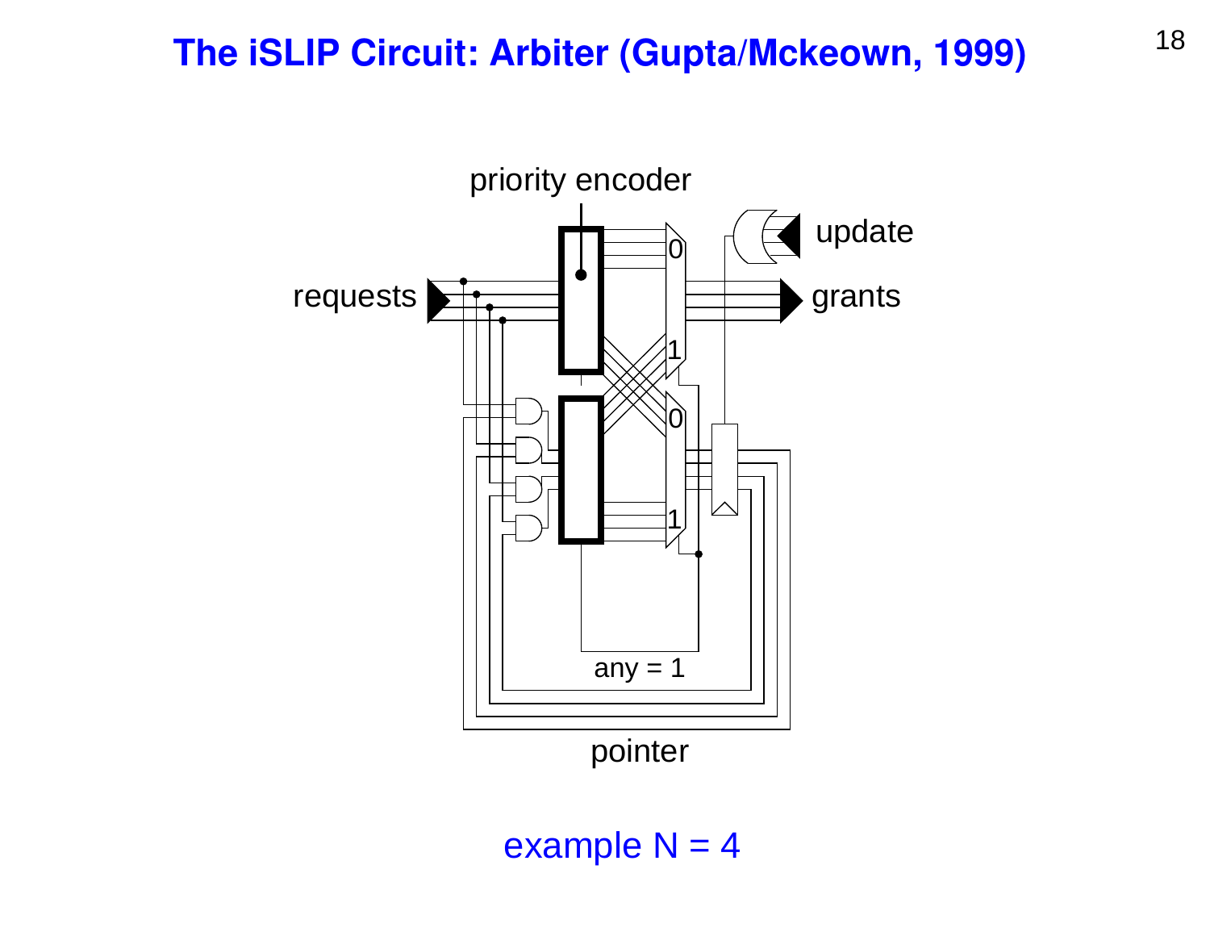# The iSLIP Circuit: Arbiter (Gupta/Mckeown, 1999)

priority encoder

update

requests

grants

0

1

0

1

any = 1

pointer

example N = 4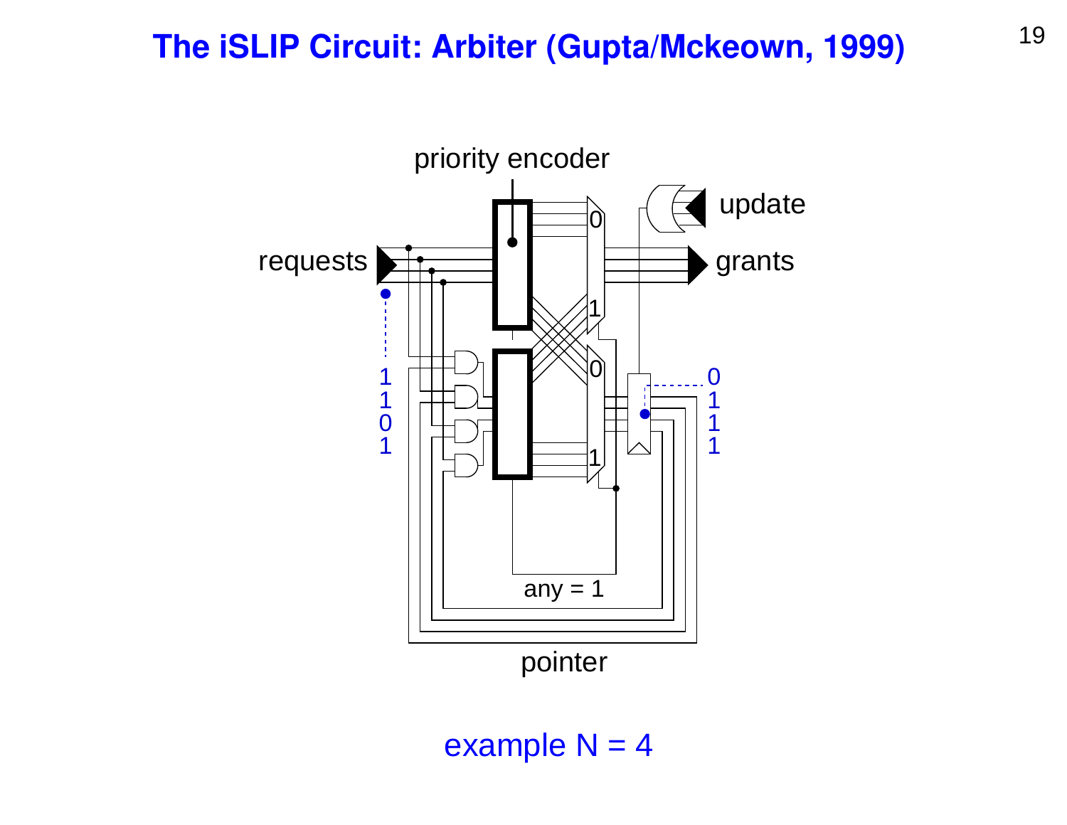# The iSLIP Circuit: Arbiter (Gupta/Mckeown, 1999)

priority encoder

update

requests

grants

1
1
0
1

0
1
1
1

0

1

0

1

any = 1

pointer

example N = 4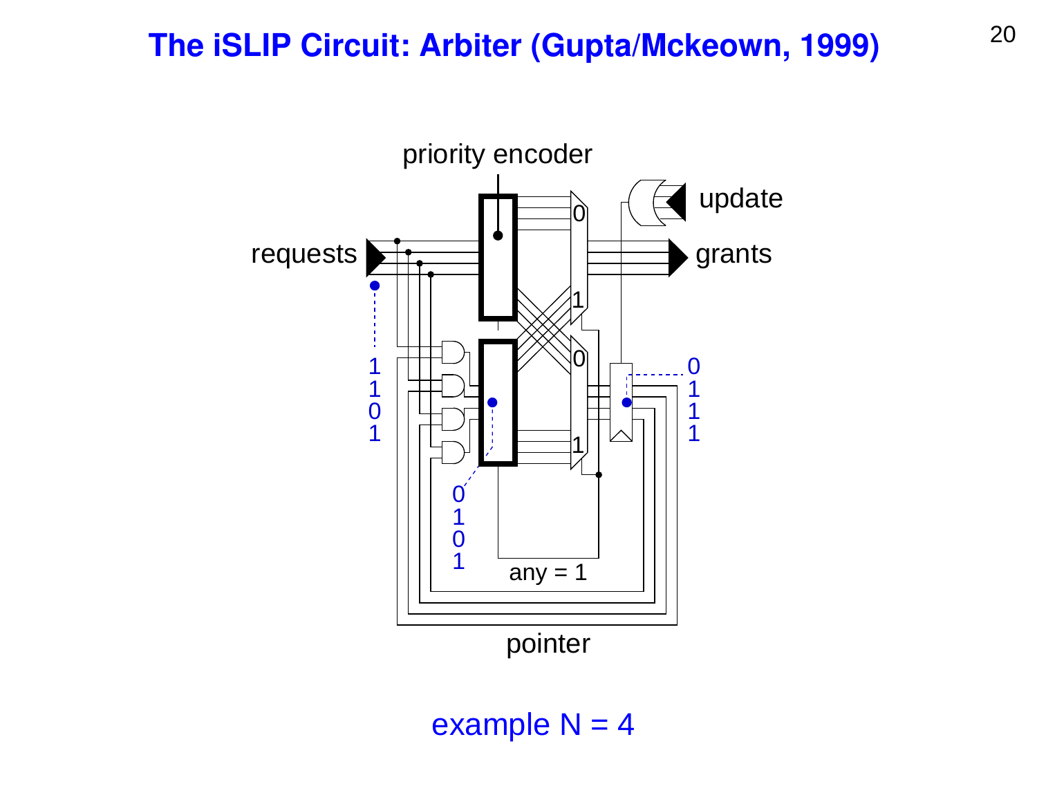# The iSLIP Circuit: Arbiter (Gupta/Mckeown, 1999)

priority encoder

update

requests

grants

1
1
0
1

0
1
0
1

0
1
1
1

any = 1

pointer

example N = 4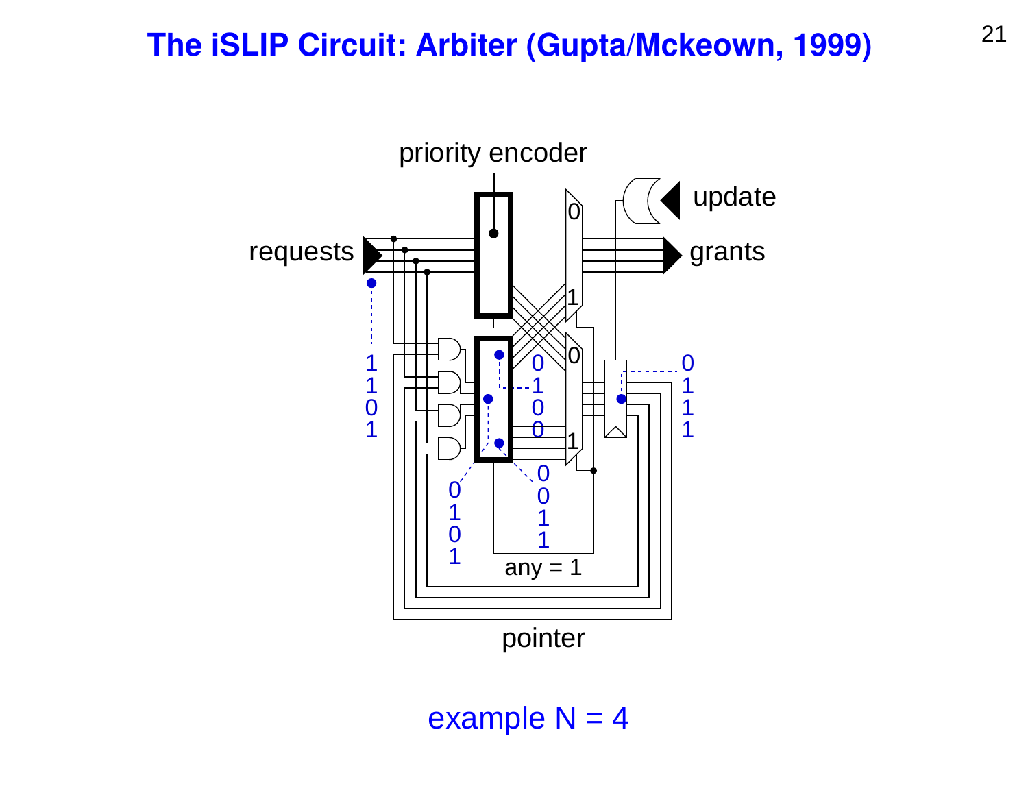# The iSLIP Circuit: Arbiter (Gupta/Mckeown, 1999)

priority encoder

update

requests

grants

1
1
0
1

0
1
0
0

0
1
1
1

0
1
0
1

0
0
1
1

any = 1

pointer

example N = 4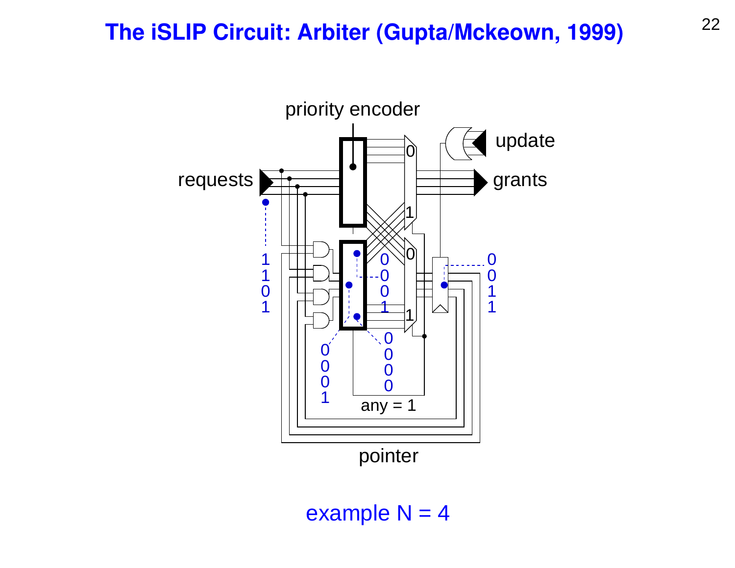# The iSLIP Circuit: Arbiter (Gupta/Mckeown, 1999)

priority encoder

update

requests

grants

1
1
0
1

0
0
0
1

0
0
1
1

0
0
0
1

0
0
0
0

any = 1

pointer

example N = 4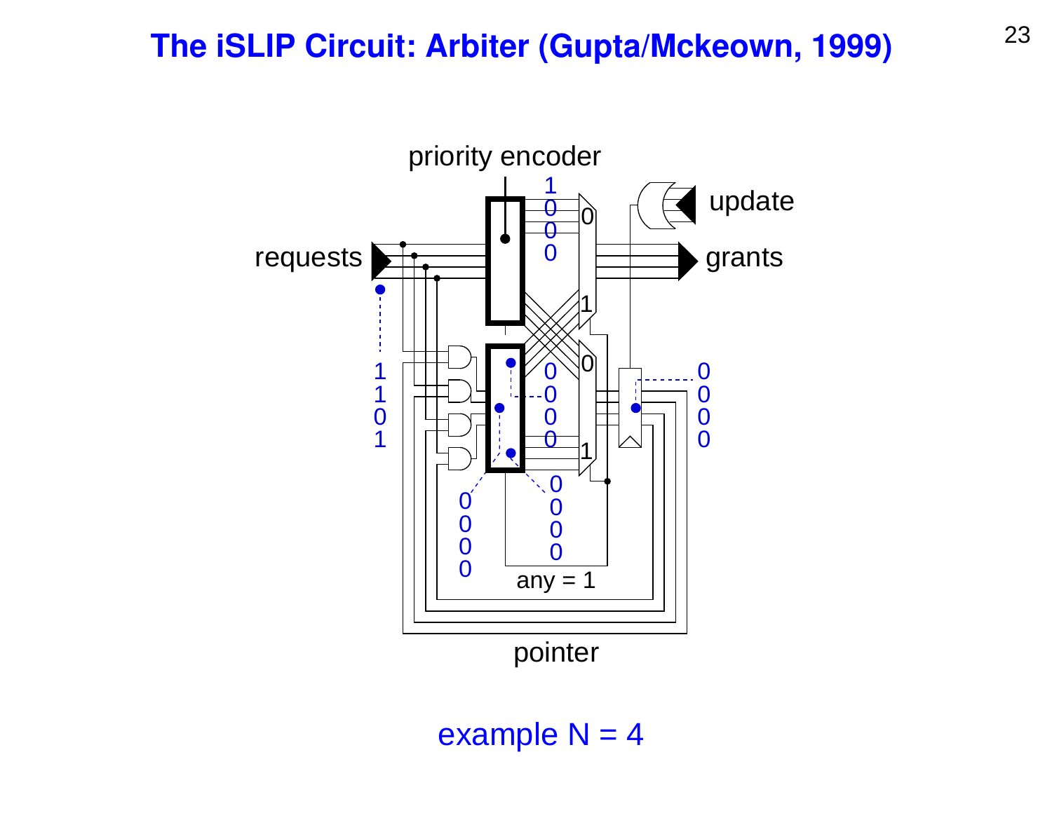# The iSLIP Circuit: Arbiter (Gupta/Mckeown, 1999)

priority encoder

update

requests

grants

1
0
0
0

0

1

0

1

1
1
0
1

0
0
0
0

0
0
0
0

0
0
0
0

0
0
0
0

0
0
0
0

any = 1

pointer

example N = 4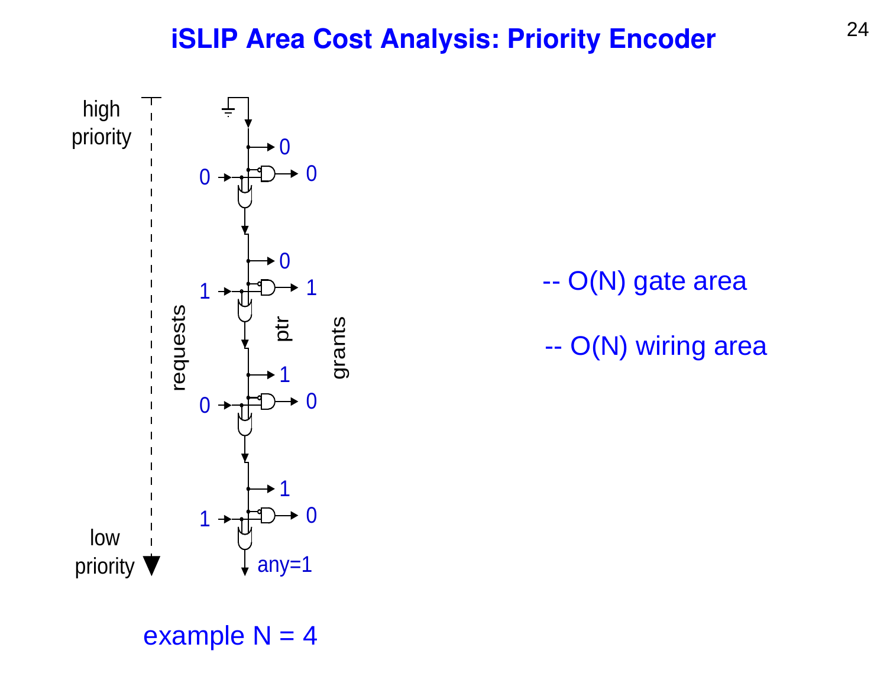# iSLIP Area Cost Analysis: Priority Encoder

high priority

low priority

requests

ptr

grants

0, 1, 0, 1

0, 0, 1, 1

0, 1, 0, 0

any=1

example N = 4

-- O(N) gate area

-- O(N) wiring area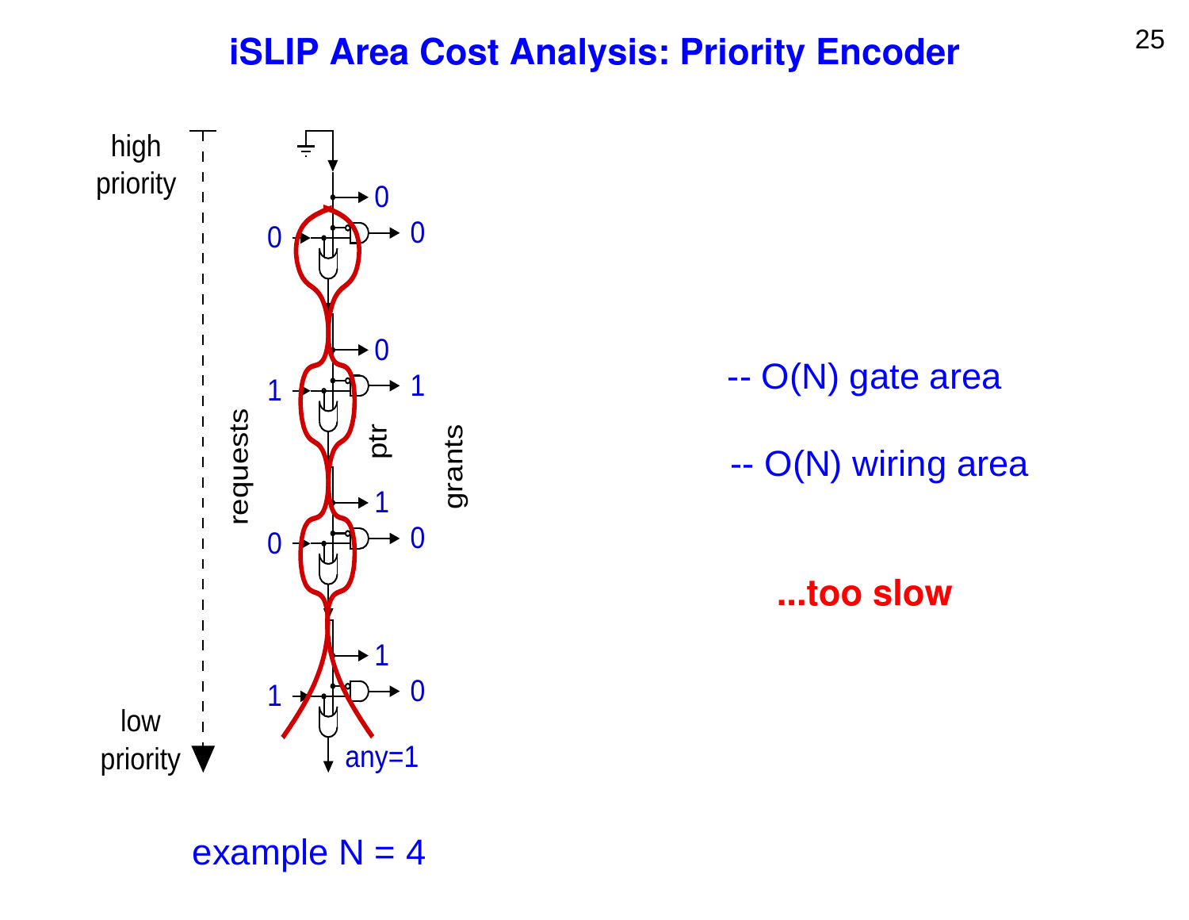# iSLIP Area Cost Analysis: Priority Encoder

high priority

low priority

requests

ptr

grants

any=1

example N = 4

-- O(N) gate area

-- O(N) wiring area

**...too slow**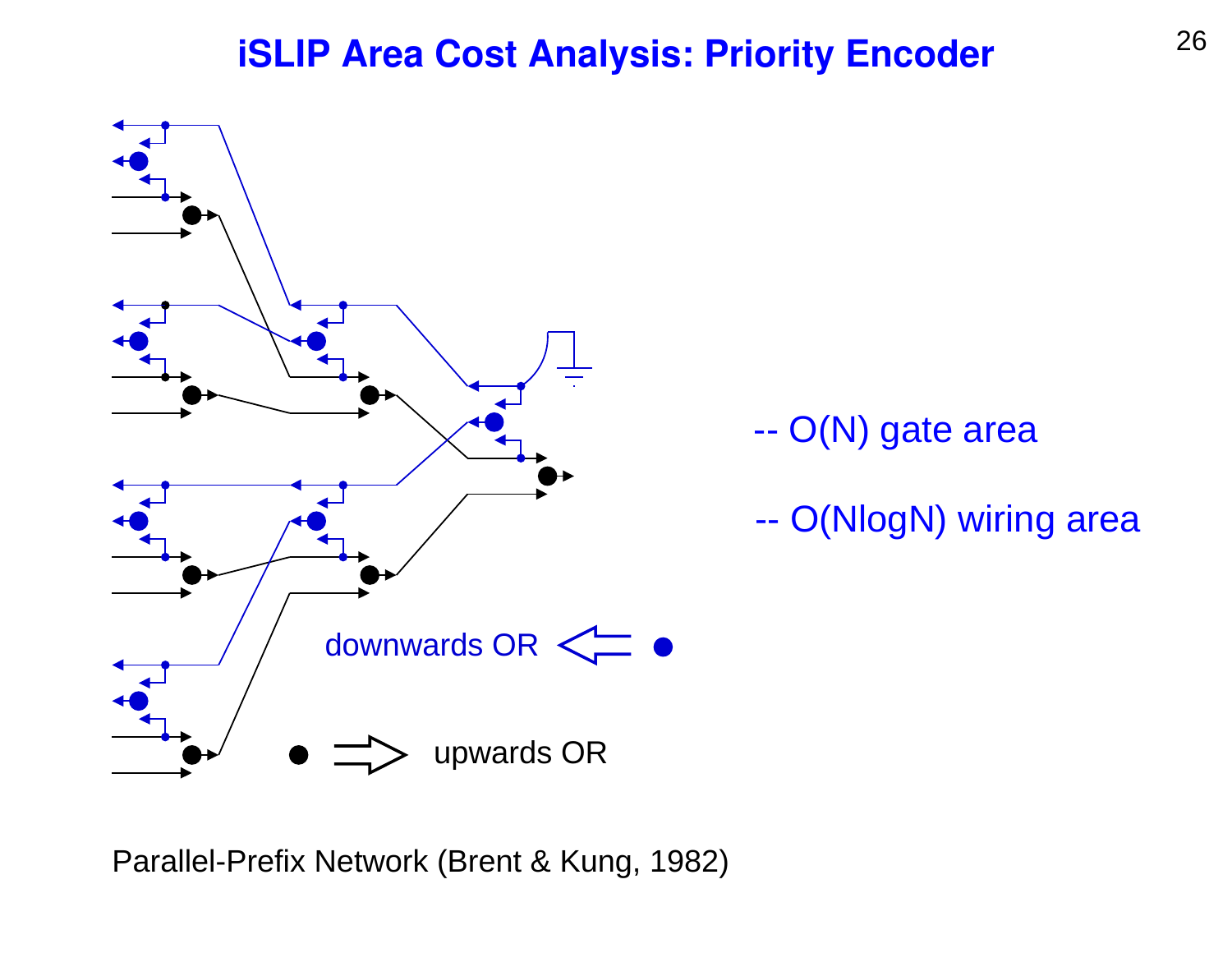# iSLIP Area Cost Analysis: Priority Encoder

downwards OR

upwards OR

-- O(N) gate area

-- O(NlogN) wiring area

Parallel-Prefix Network (Brent & Kung, 1982)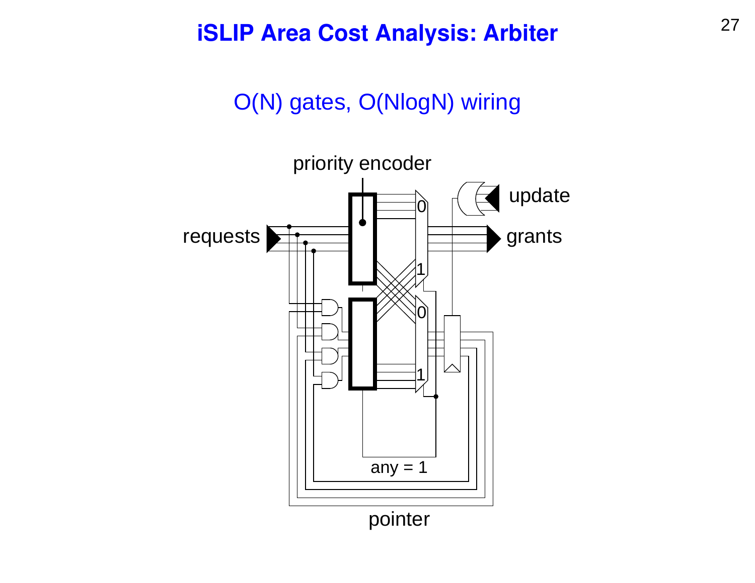# iSLIP Area Cost Analysis: Arbiter

O(N) gates, O(NlogN) wiring

priority encoder

update

requests

grants

0

1

0

1

any = 1

pointer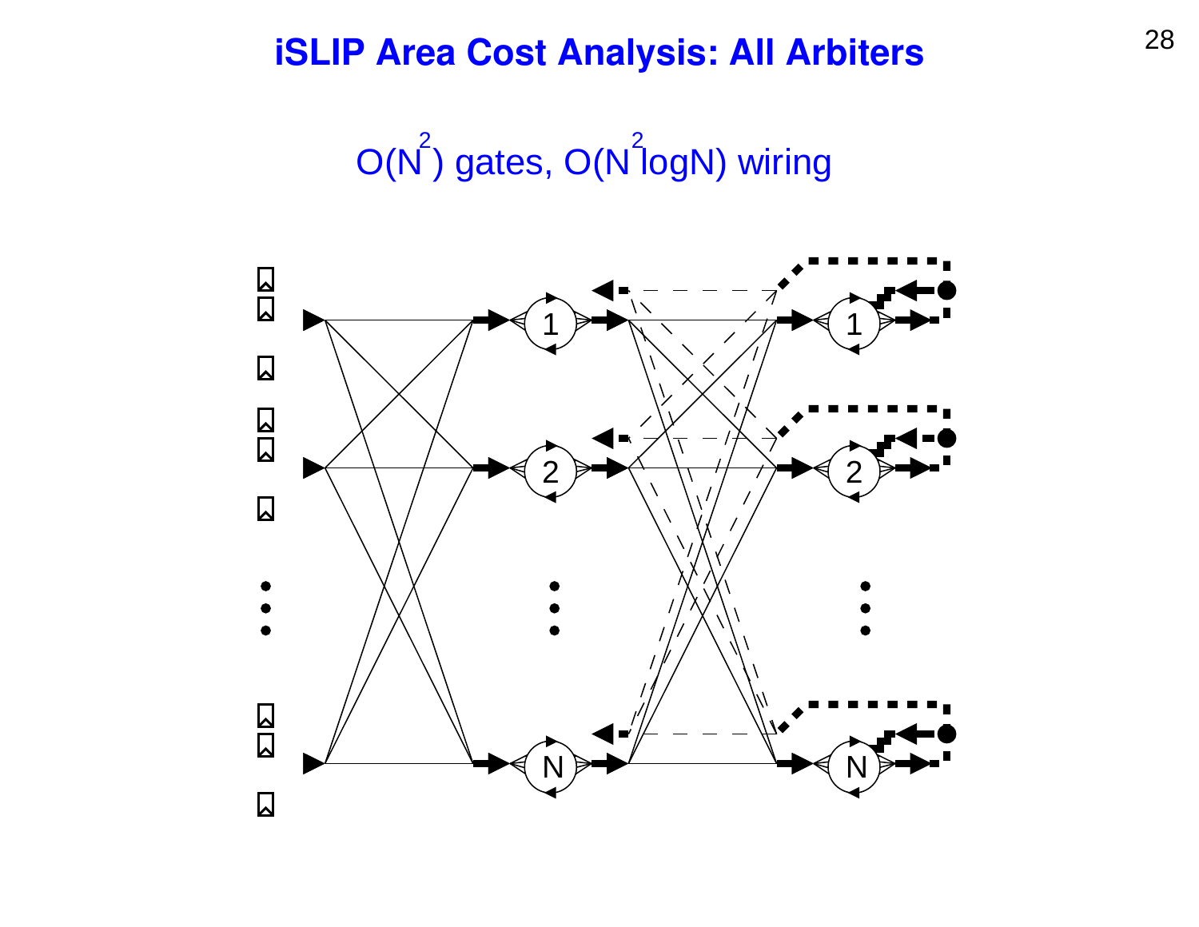# iSLIP Area Cost Analysis: All Arbiters

$O(N^2)$ gates, $O(N^2 \log N)$ wiring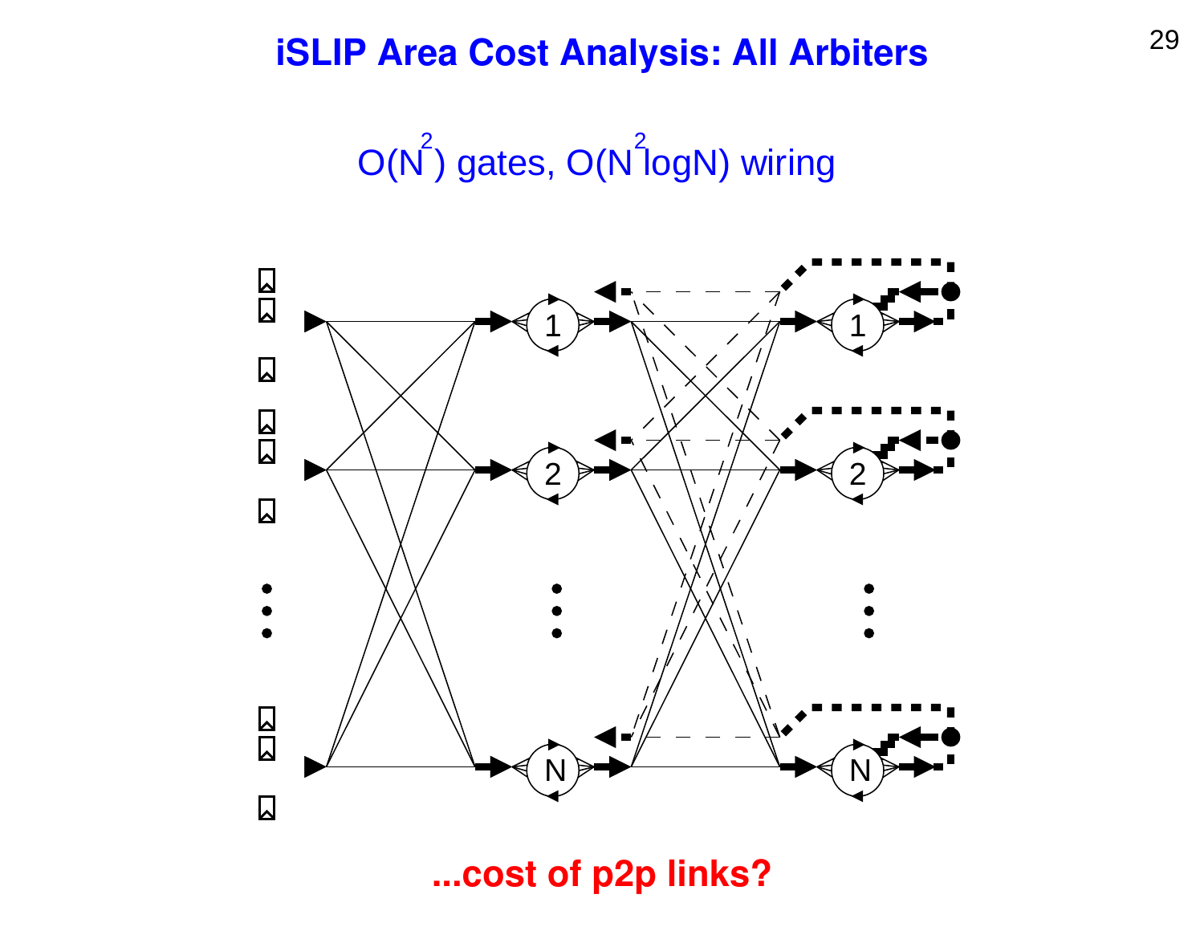# iSLIP Area Cost Analysis: All Arbiters

$O(N^2)$ gates, $O(N^2 \log N)$ wiring

...cost of p2p links?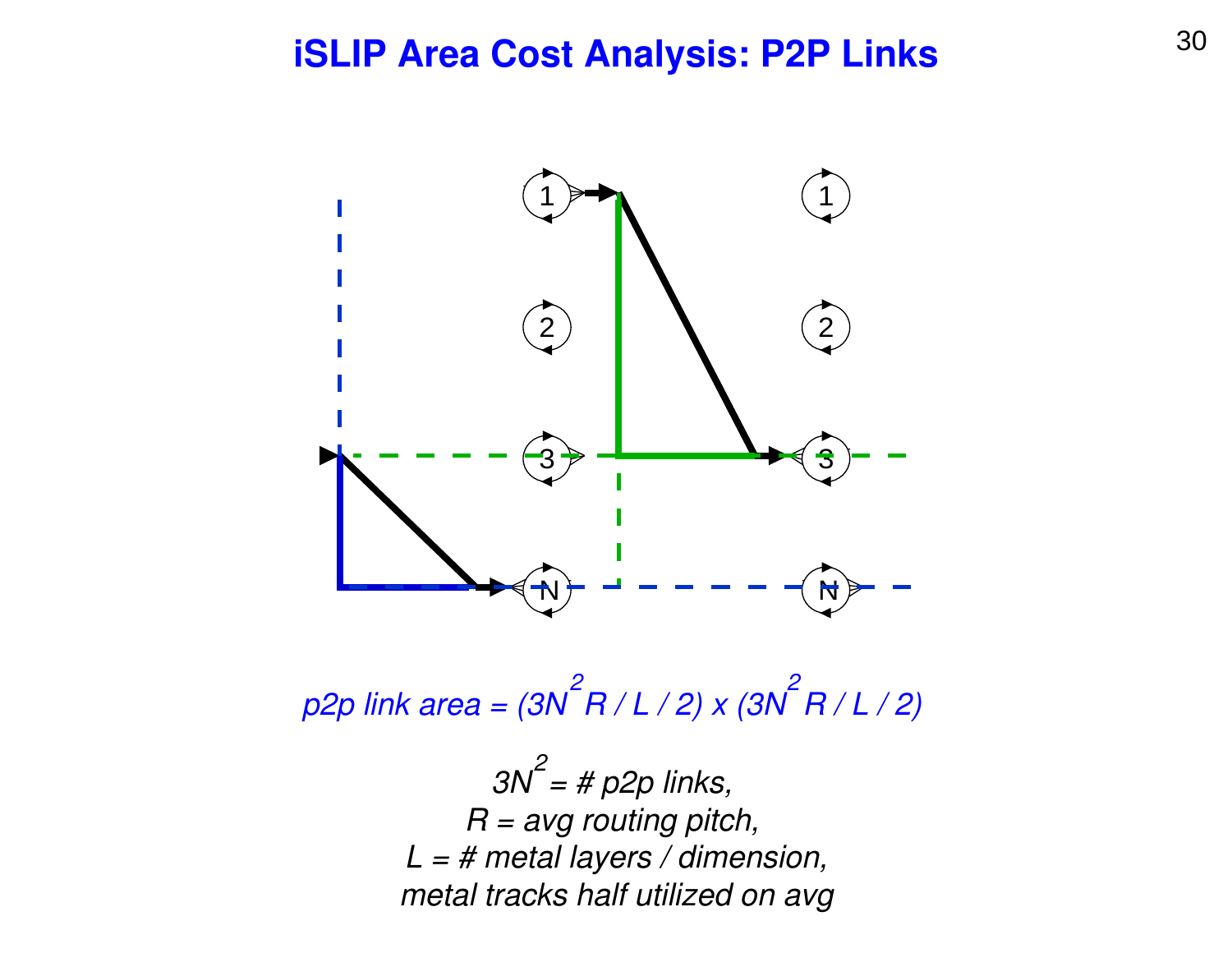# iSLIP Area Cost Analysis: P2P Links

*p2p link area* $= (3N^2 R / L / 2) \times (3N^2 R / L / 2)$

$3N^2$ = *# p2p links,*
$R$ = *avg routing pitch,*
$L$ = *# metal layers / dimension,*
*metal tracks half utilized on avg*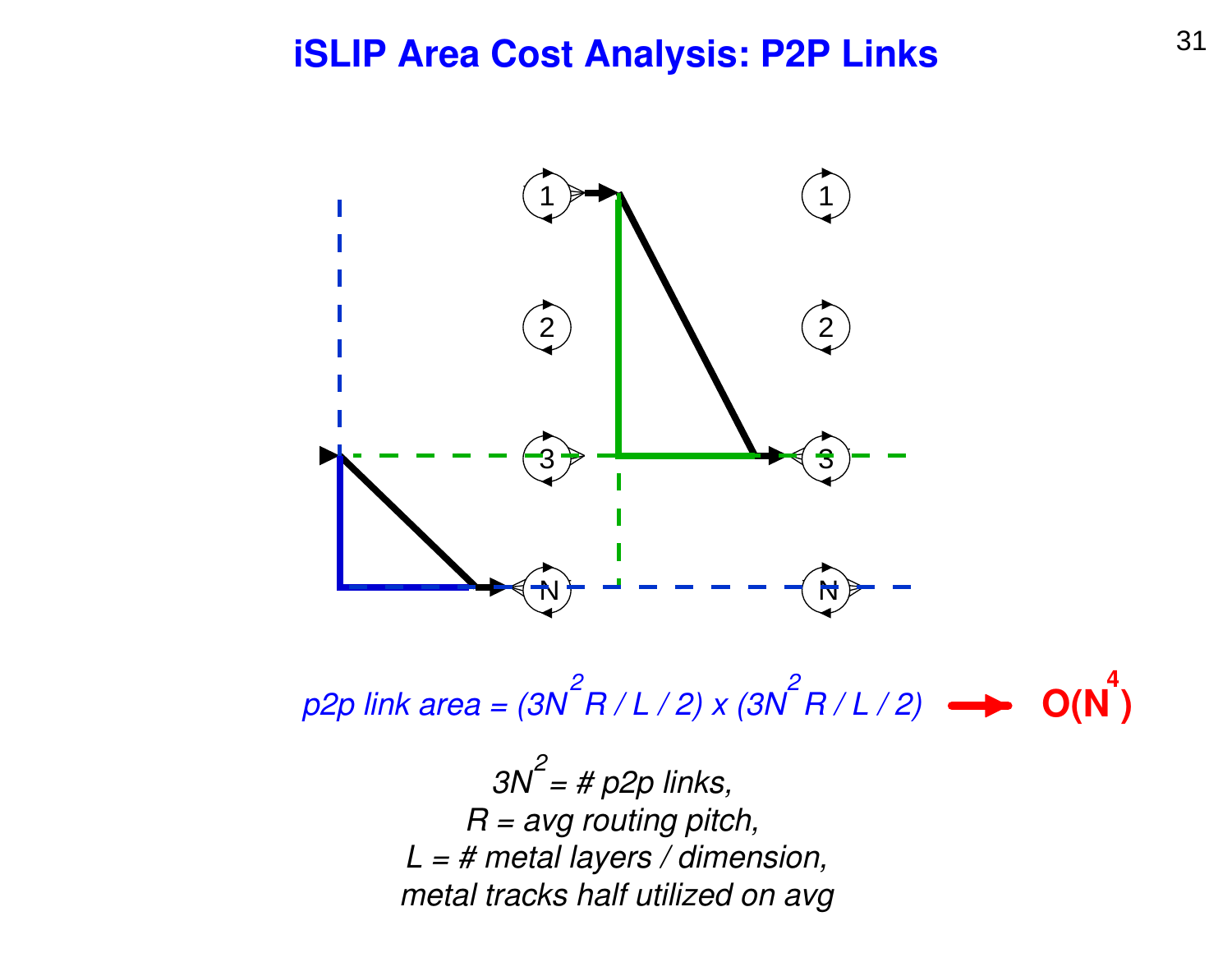# iSLIP Area Cost Analysis: P2P Links

*p2p link area* $= (3N^2 R / L / 2) \times (3N^2 R / L / 2)$ → $O(N^4)$

$3N^2$ = # p2p links,

$R$ = avg routing pitch,

$L$ = # metal layers / dimension,

metal tracks half utilized on avg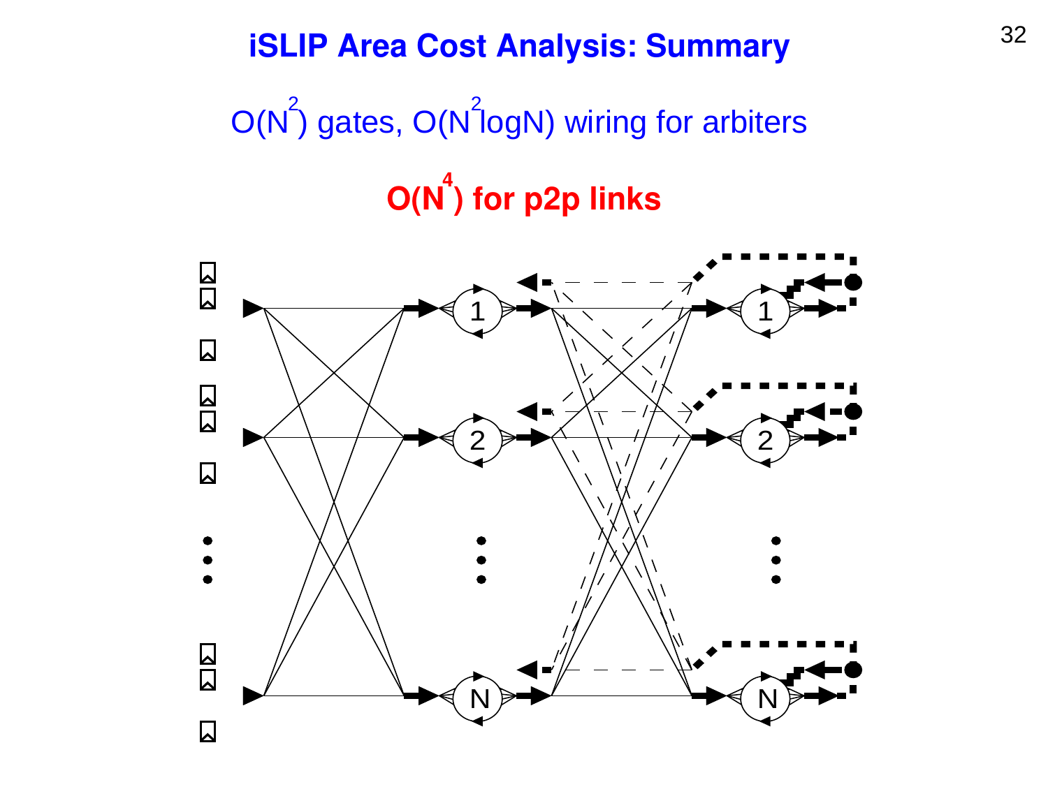# iSLIP Area Cost Analysis: Summary

$O(N^2)$ gates, $O(N^2 \log N)$ wiring for arbiters

**$O(N^4)$ for p2p links**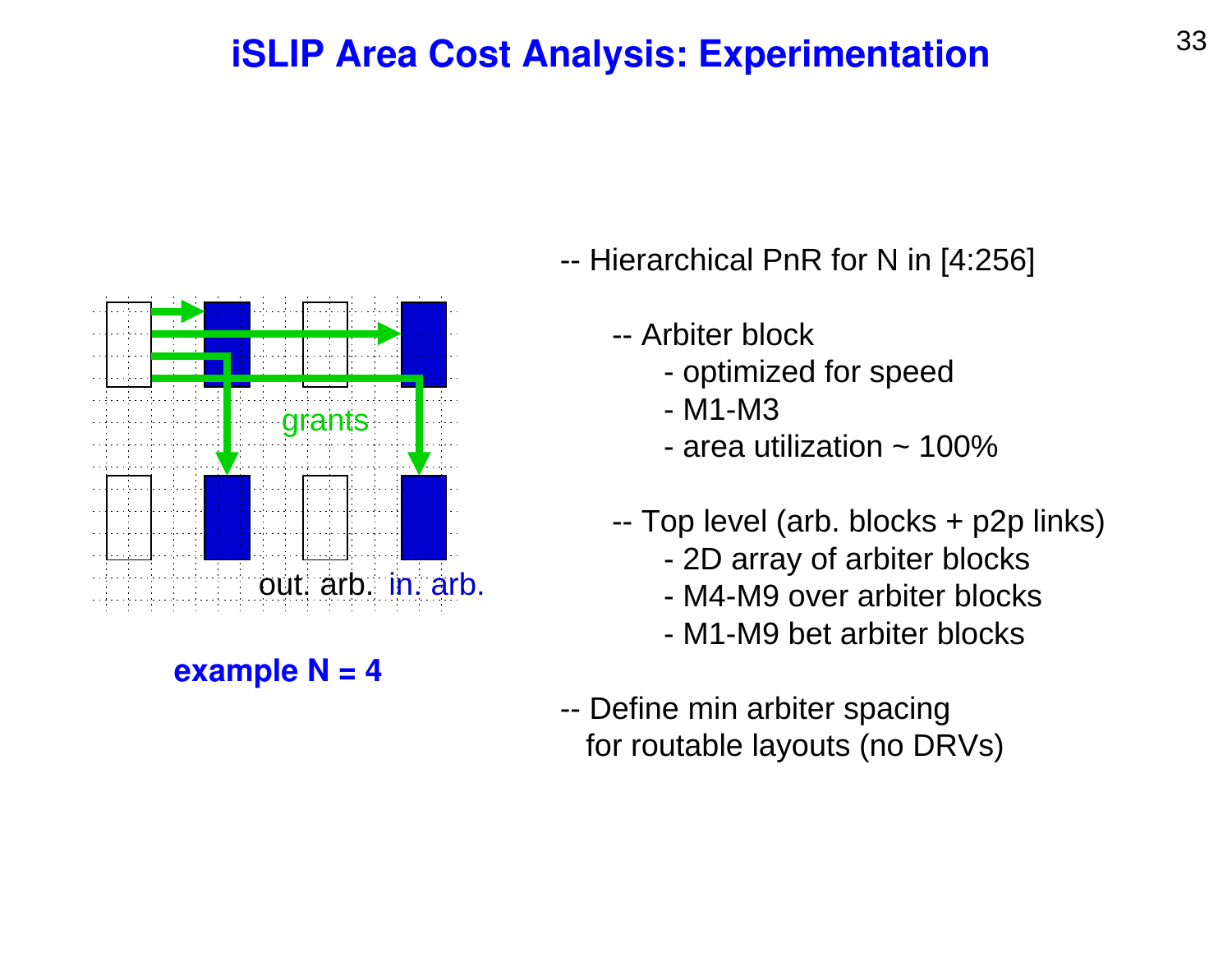# iSLIP Area Cost Analysis: Experimentation

grants

out. arb. in. arb.

**example N = 4**

-- Hierarchical PnR for N in [4:256]

- -- Arbiter block
  - - optimized for speed
  - - M1-M3
  - - area utilization ~ 100%

- -- Top level (arb. blocks + p2p links)
  - - 2D array of arbiter blocks
  - - M4-M9 over arbiter blocks
  - - M1-M9 bet arbiter blocks

-- Define min arbiter spacing
for routable layouts (no DRVs)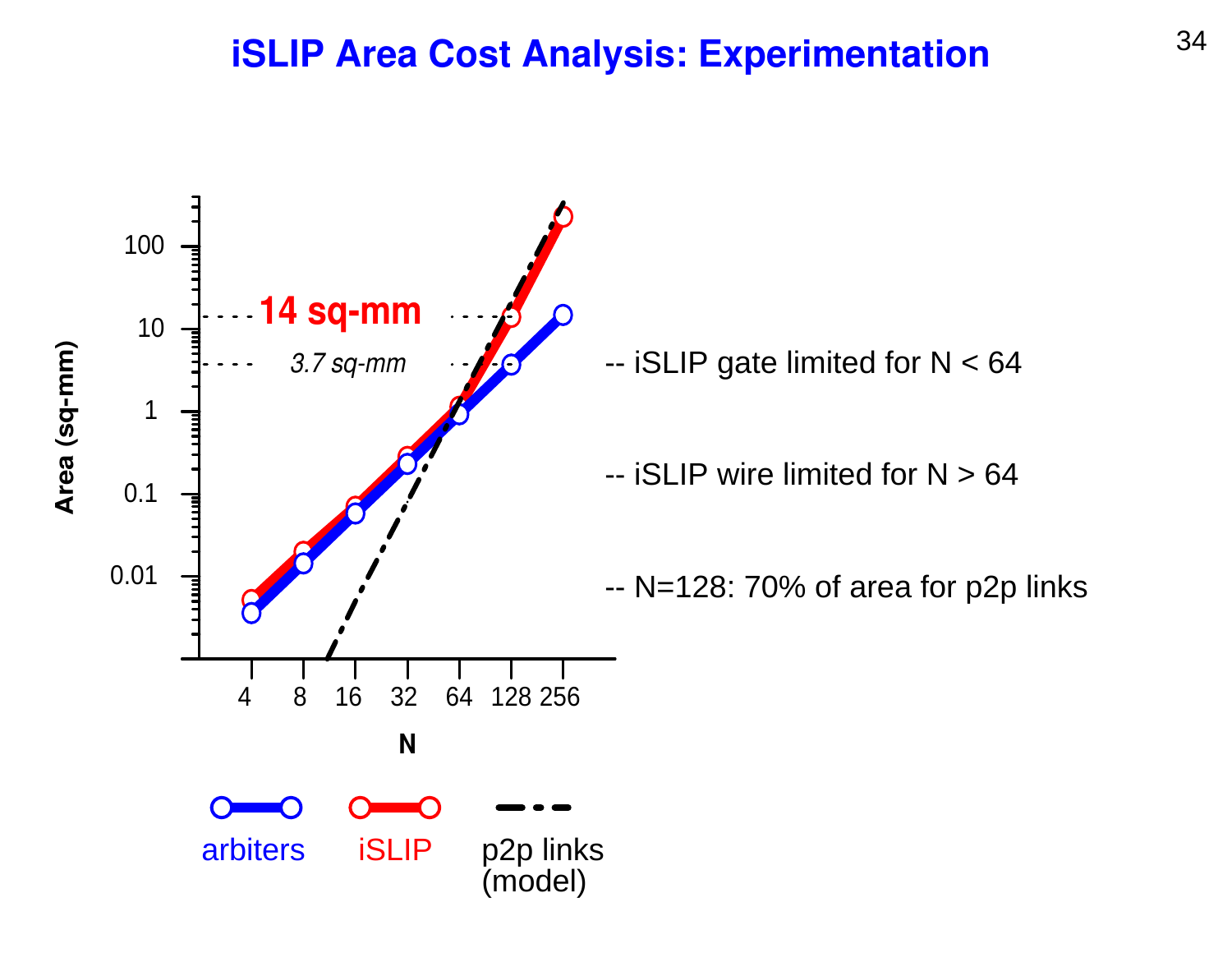# iSLIP Area Cost Analysis: Experimentation

- -- iSLIP gate limited for N < 64
- -- iSLIP wire limited for N > 64
- -- N=128: 70% of area for p2p links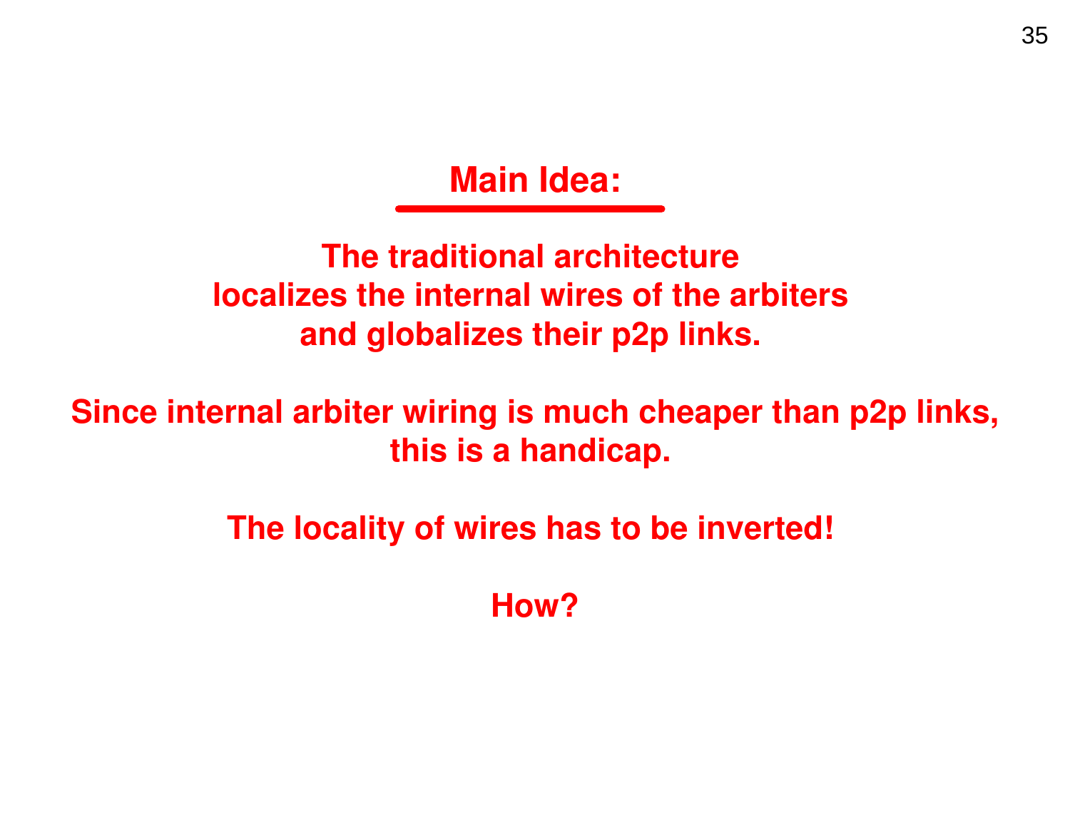## Main Idea:

**The traditional architecture**
**localizes the internal wires of the arbiters**
**and globalizes their p2p links.**

**Since internal arbiter wiring is much cheaper than p2p links,**
**this is a handicap.**

**The locality of wires has to be inverted!**

**How?**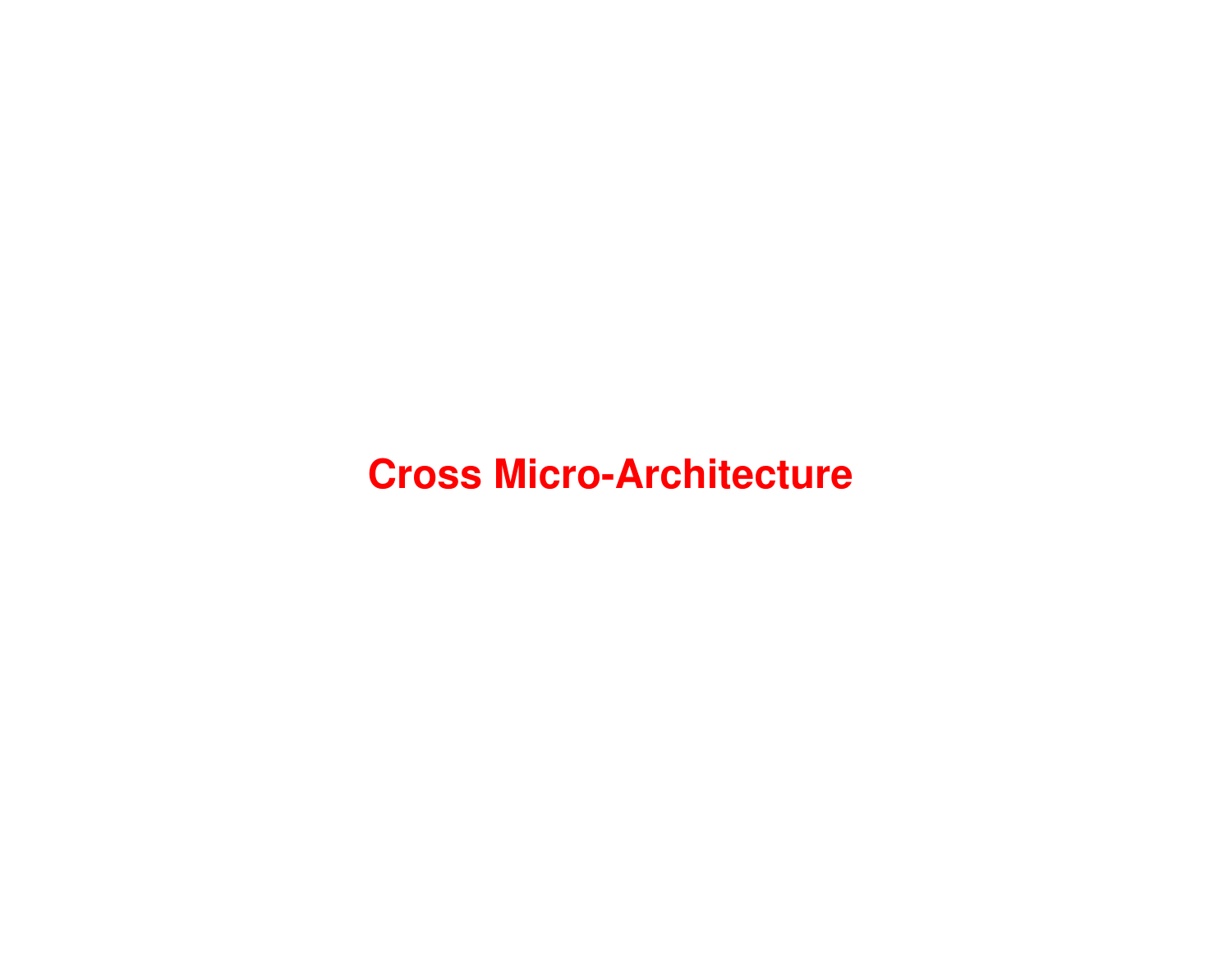# Cross Micro-Architecture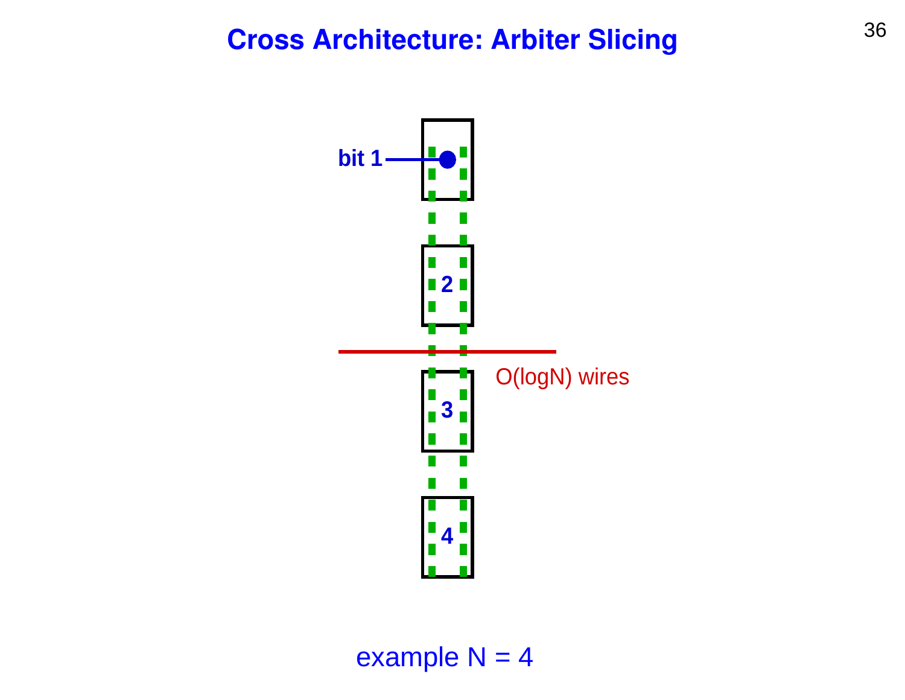# Cross Architecture: Arbiter Slicing

bit 1

2

3

4

O(logN) wires

example N = 4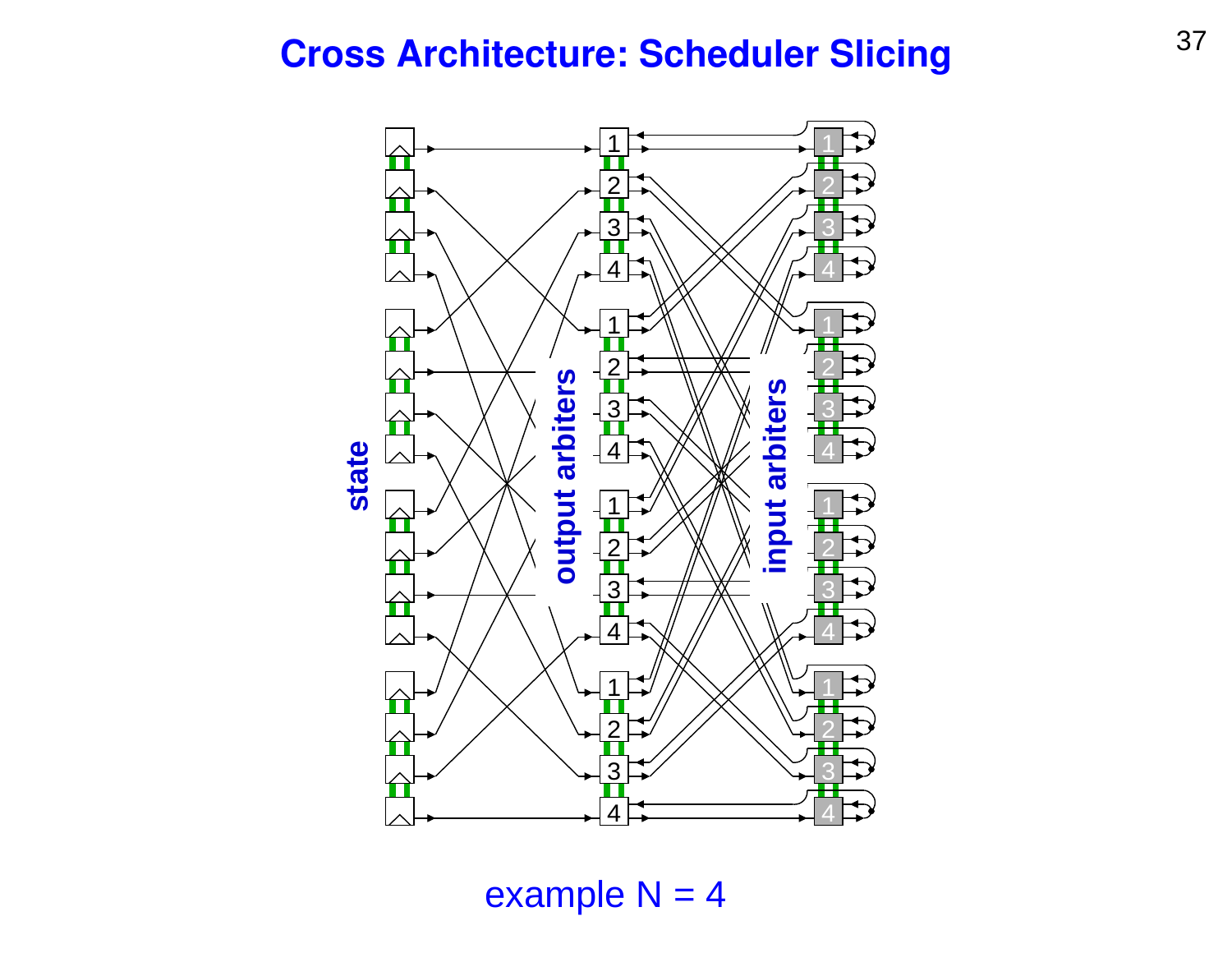# Cross Architecture: Scheduler Slicing

state

output arbiters

input arbiters

example N = 4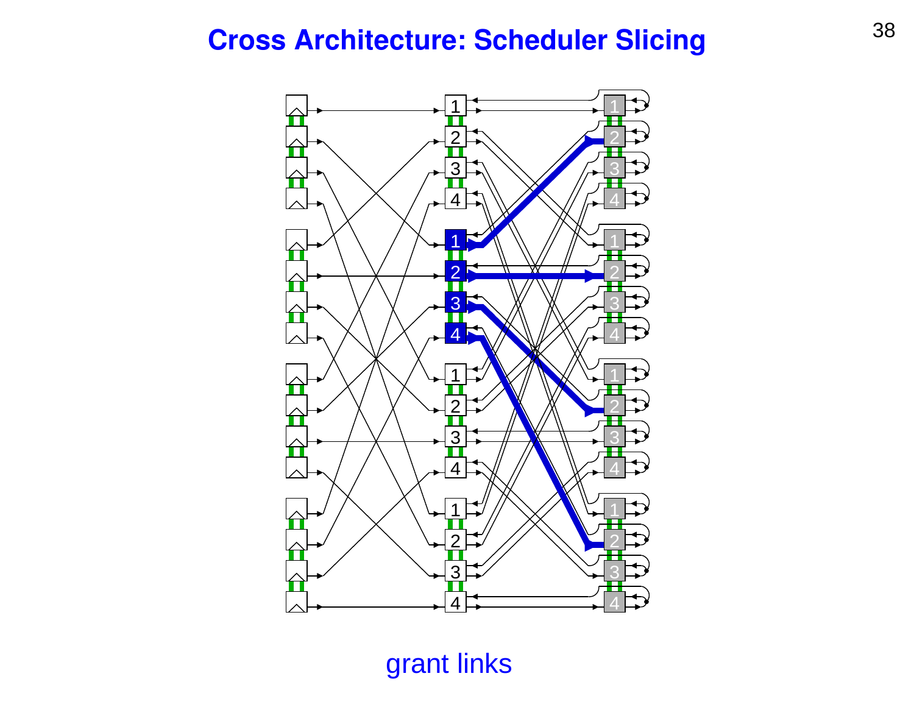# Cross Architecture: Scheduler Slicing

grant links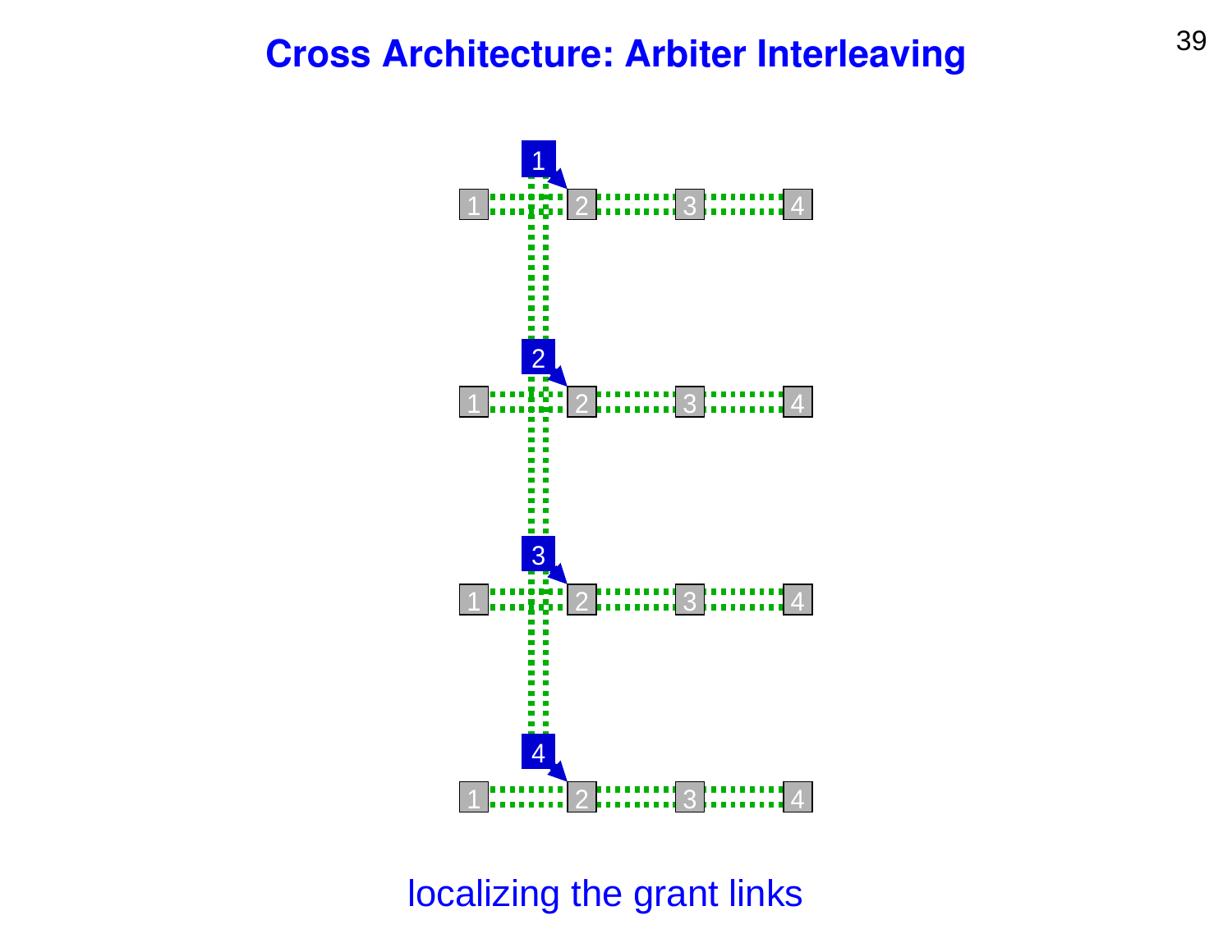# Cross Architecture: Arbiter Interleaving

localizing the grant links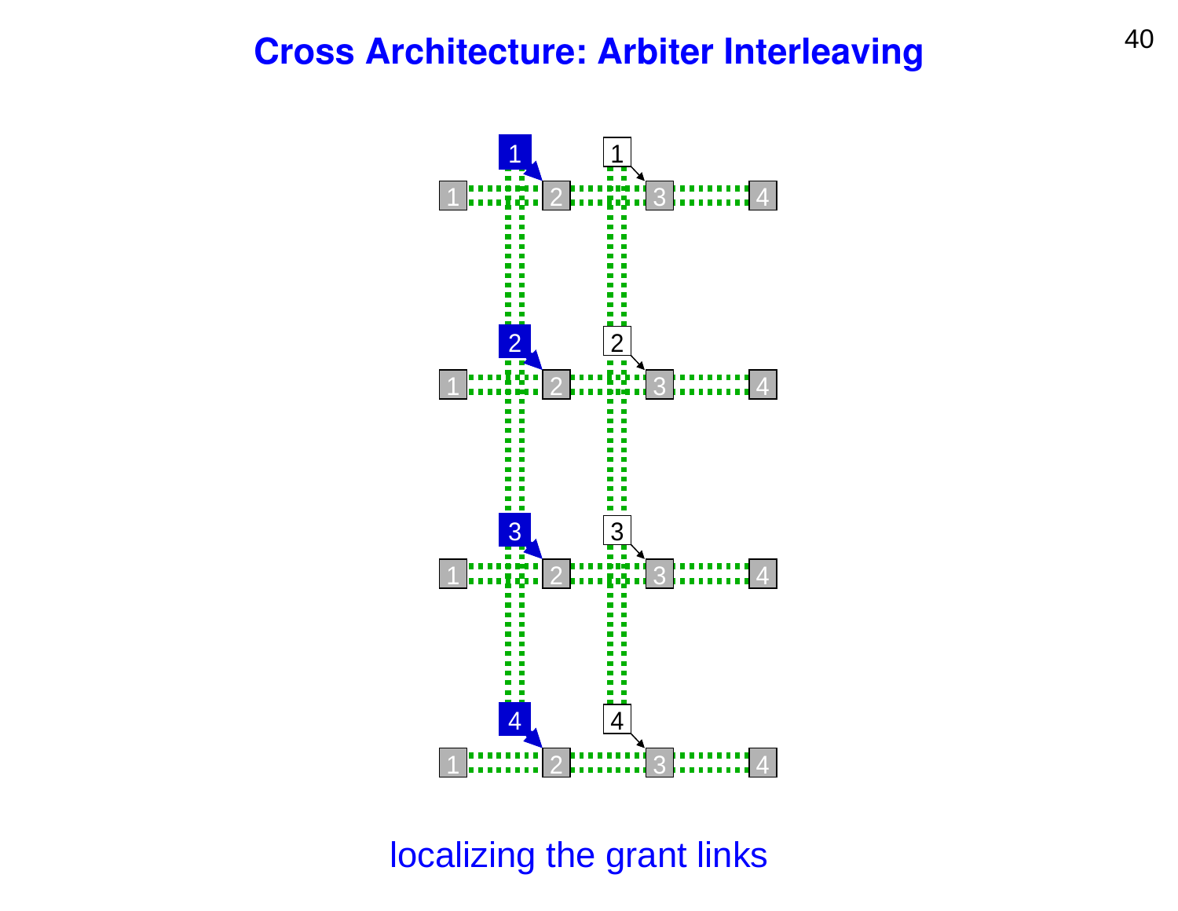# Cross Architecture: Arbiter Interleaving

localizing the grant links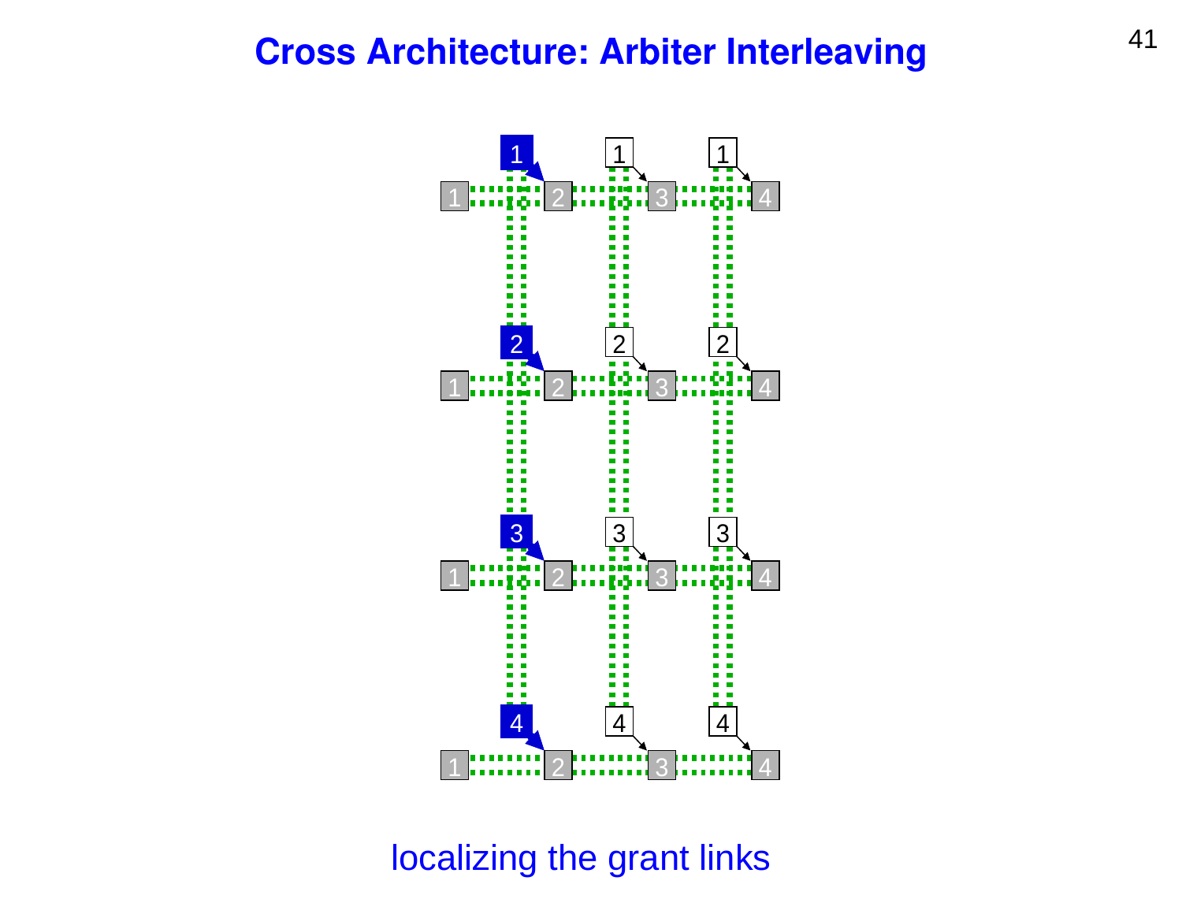# Cross Architecture: Arbiter Interleaving

localizing the grant links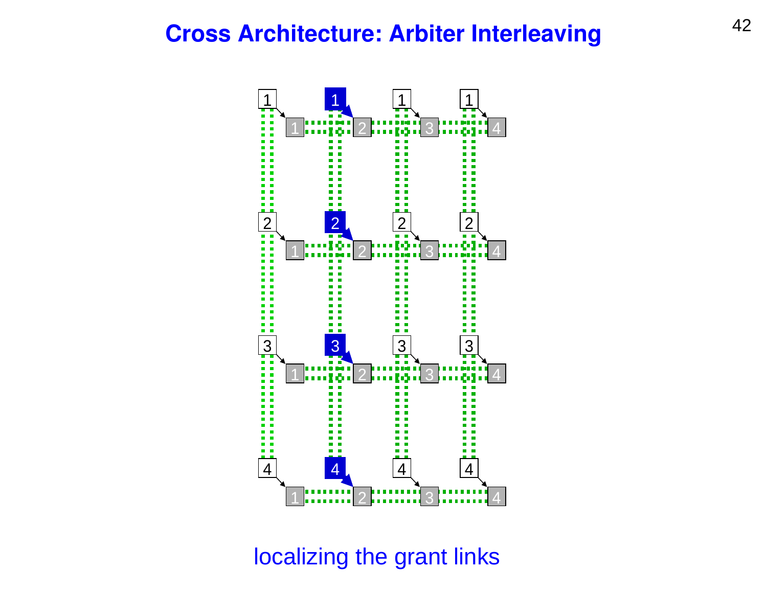# Cross Architecture: Arbiter Interleaving

localizing the grant links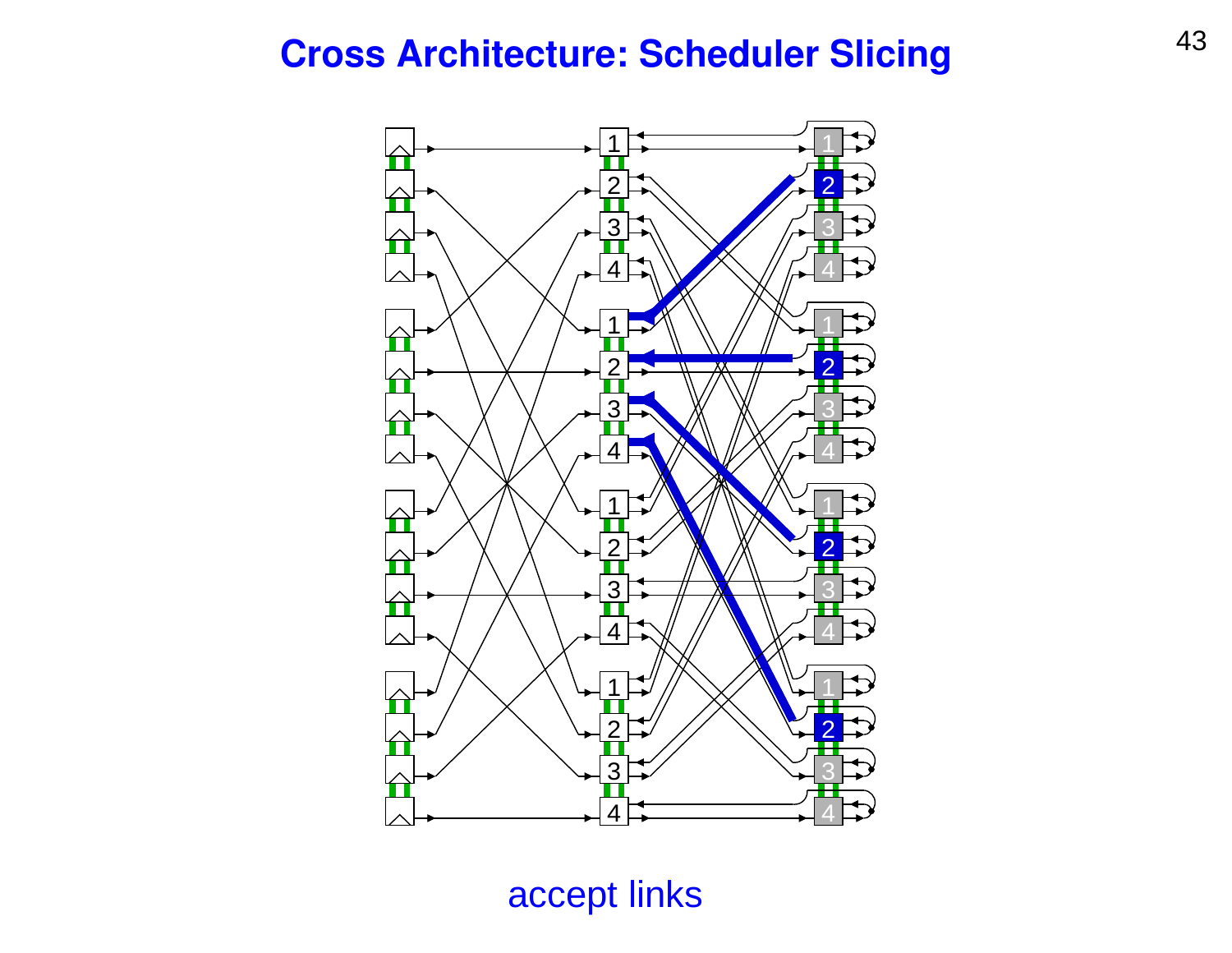# Cross Architecture: Scheduler Slicing

accept links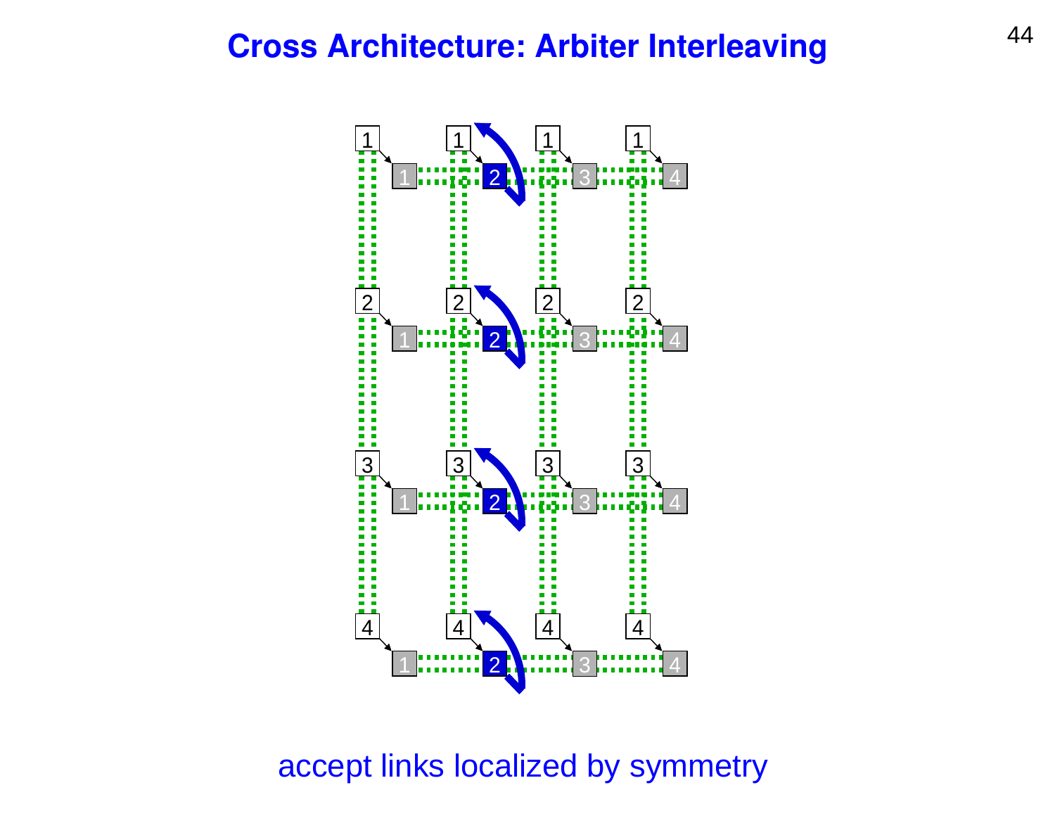# Cross Architecture: Arbiter Interleaving

accept links localized by symmetry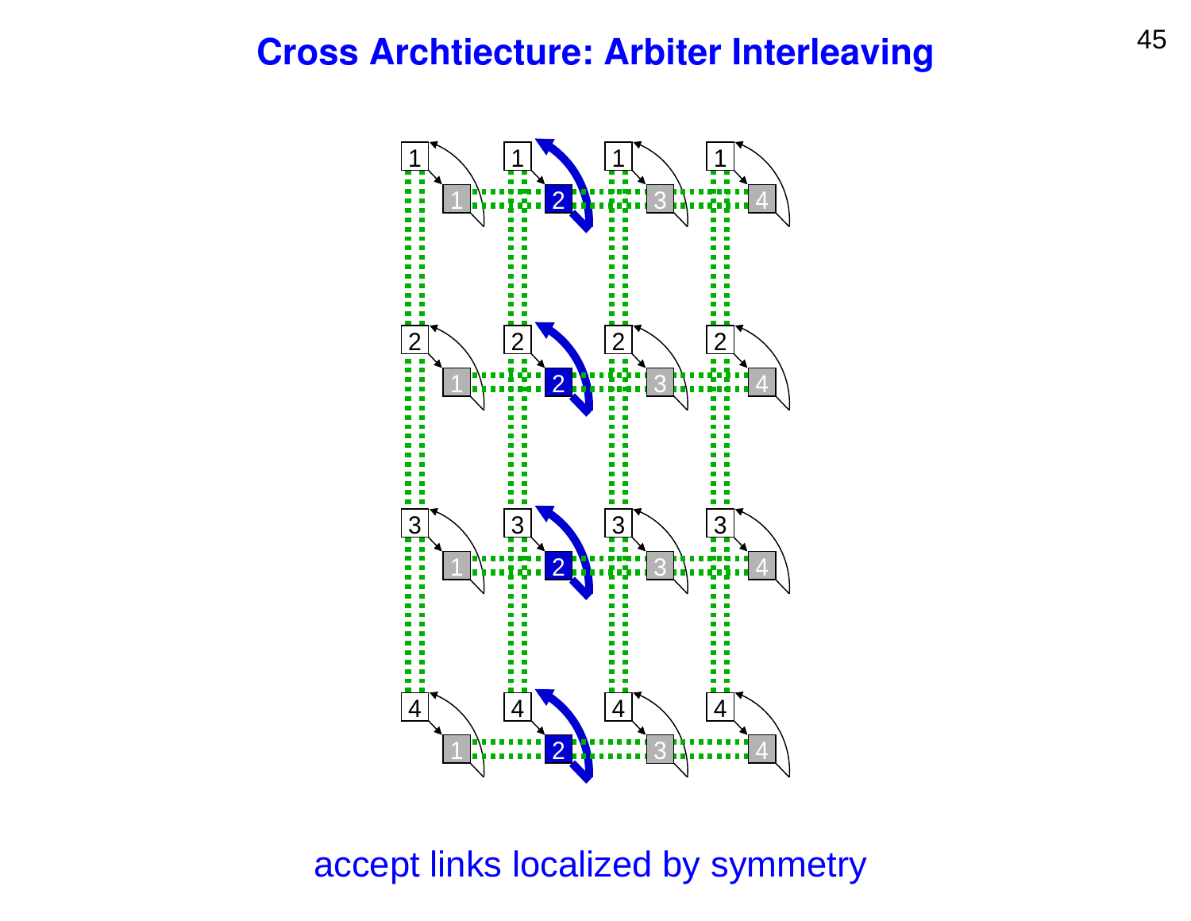# Cross Archtiecture: Arbiter Interleaving

accept links localized by symmetry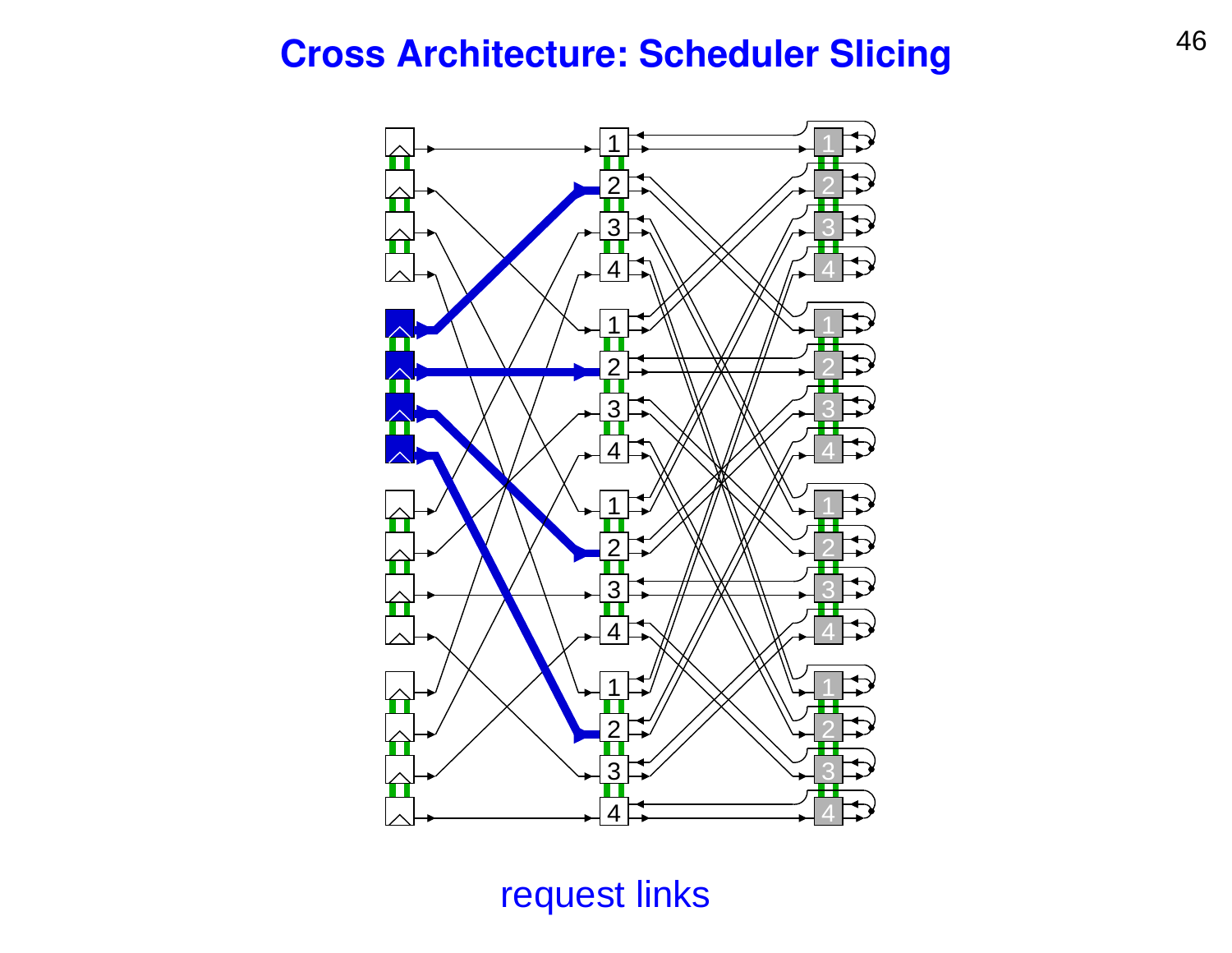# Cross Architecture: Scheduler Slicing

request links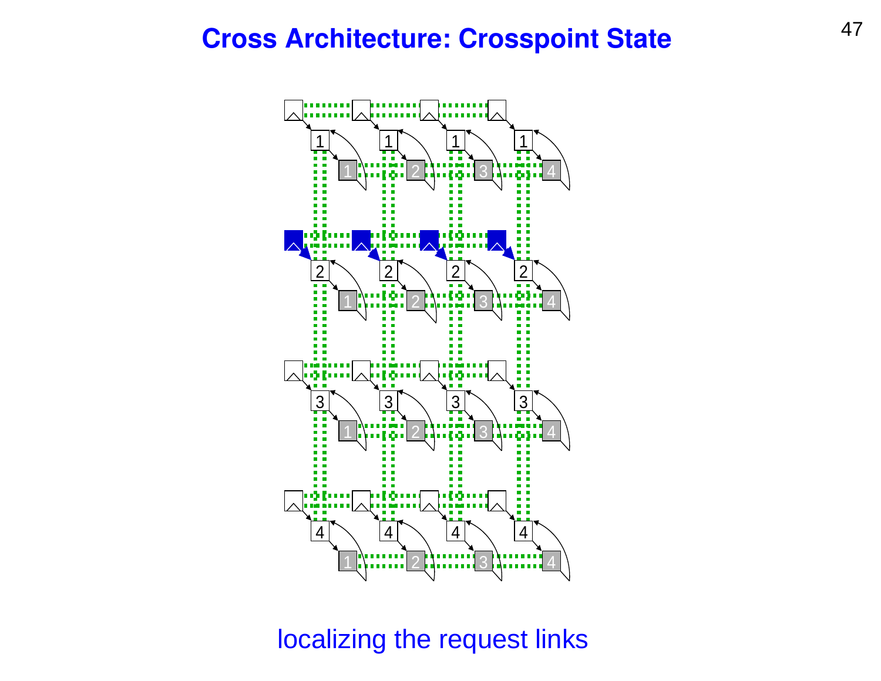# Cross Architecture: Crosspoint State

localizing the request links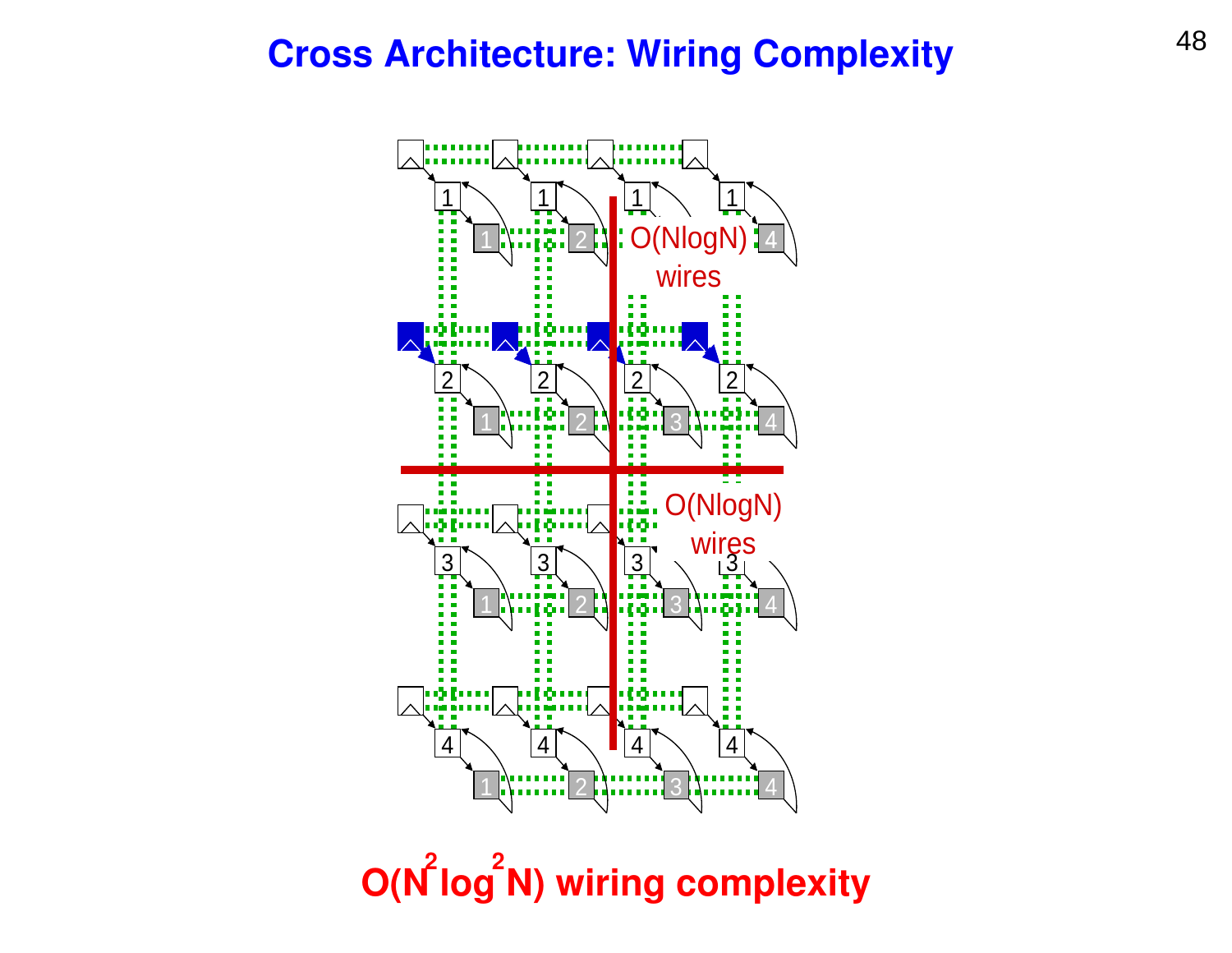# Cross Architecture: Wiring Complexity

O(NlogN) wires

O(NlogN) wires

**$O(N^2 \log^2 N)$ wiring complexity**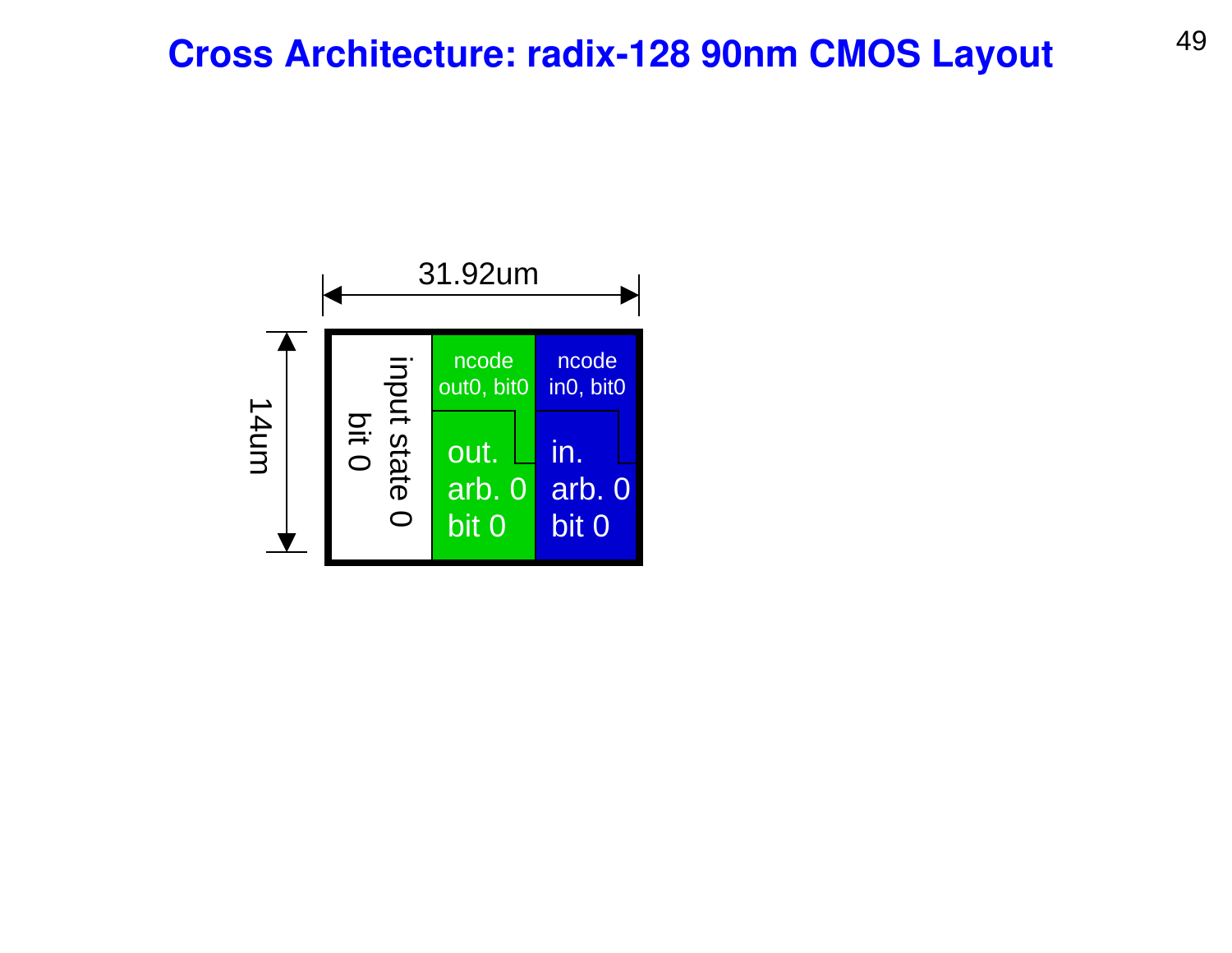# Cross Architecture: radix-128 90nm CMOS Layout

31.92um

14um

input state 0
bit 0

ncode
out0, bit0

ncode
in0, bit0

out.
arb. 0
bit 0

in.
arb. 0
bit 0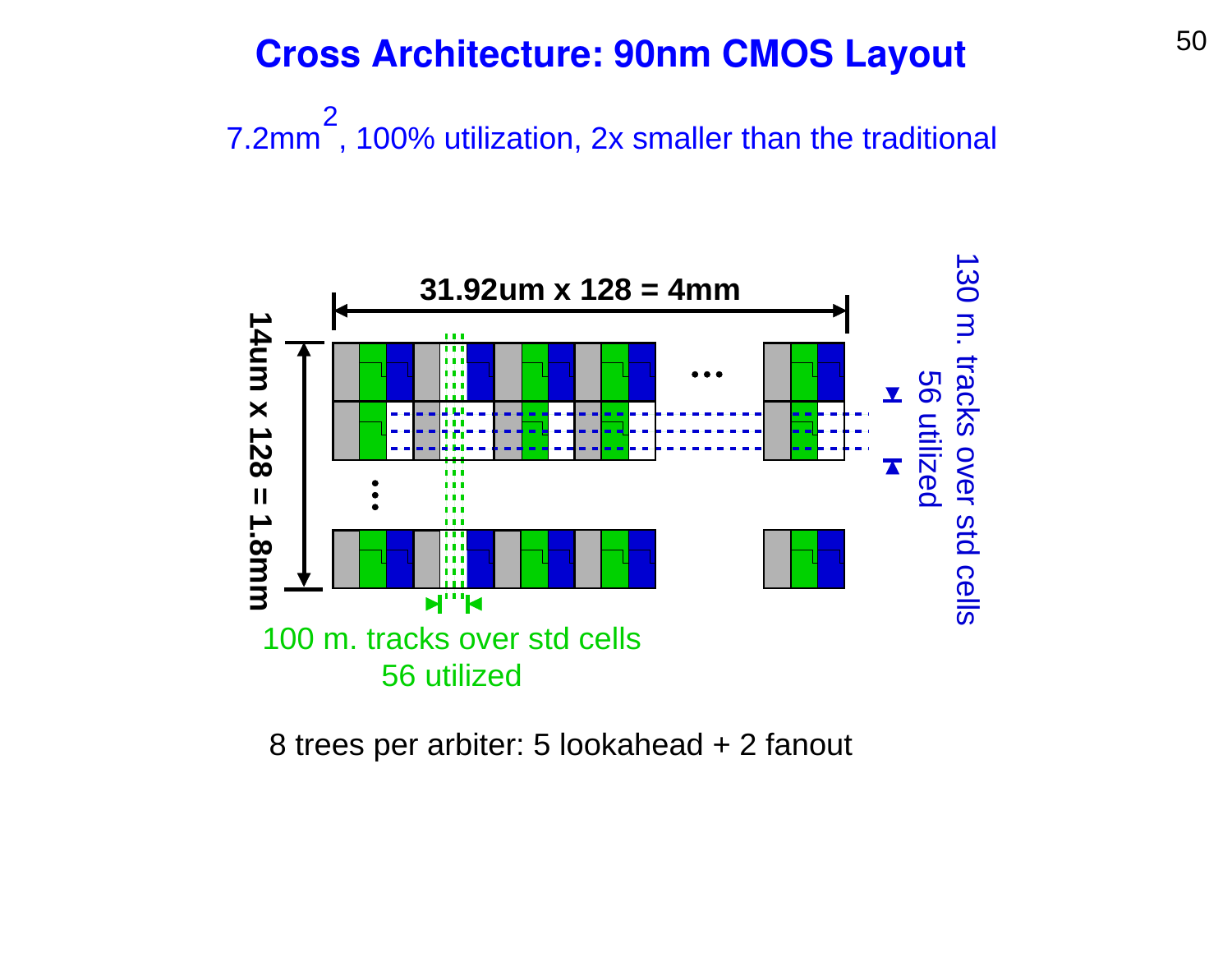# Cross Architecture: 90nm CMOS Layout

7.2mm$^2$, 100% utilization, 2x smaller than the traditional

31.92um x 128 = 4mm

14um x 128 = 1.8mm

130 m. tracks over std cells

56 utilized

100 m. tracks over std cells

56 utilized

8 trees per arbiter: 5 lookahead + 2 fanout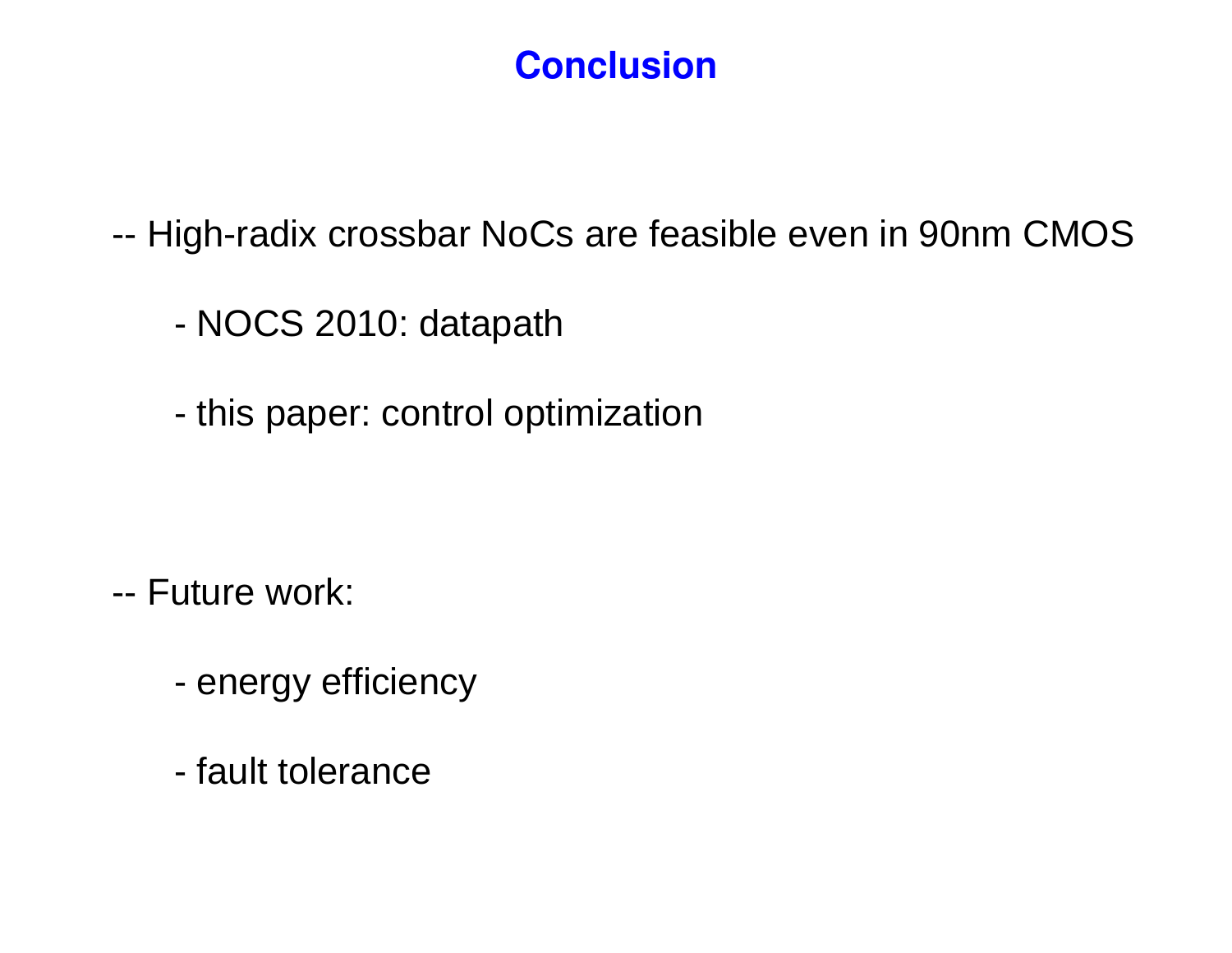# Conclusion

-- High-radix crossbar NoCs are feasible even in 90nm CMOS

- NOCS 2010: datapath
- this paper: control optimization

-- Future work:

- energy efficiency
- fault tolerance